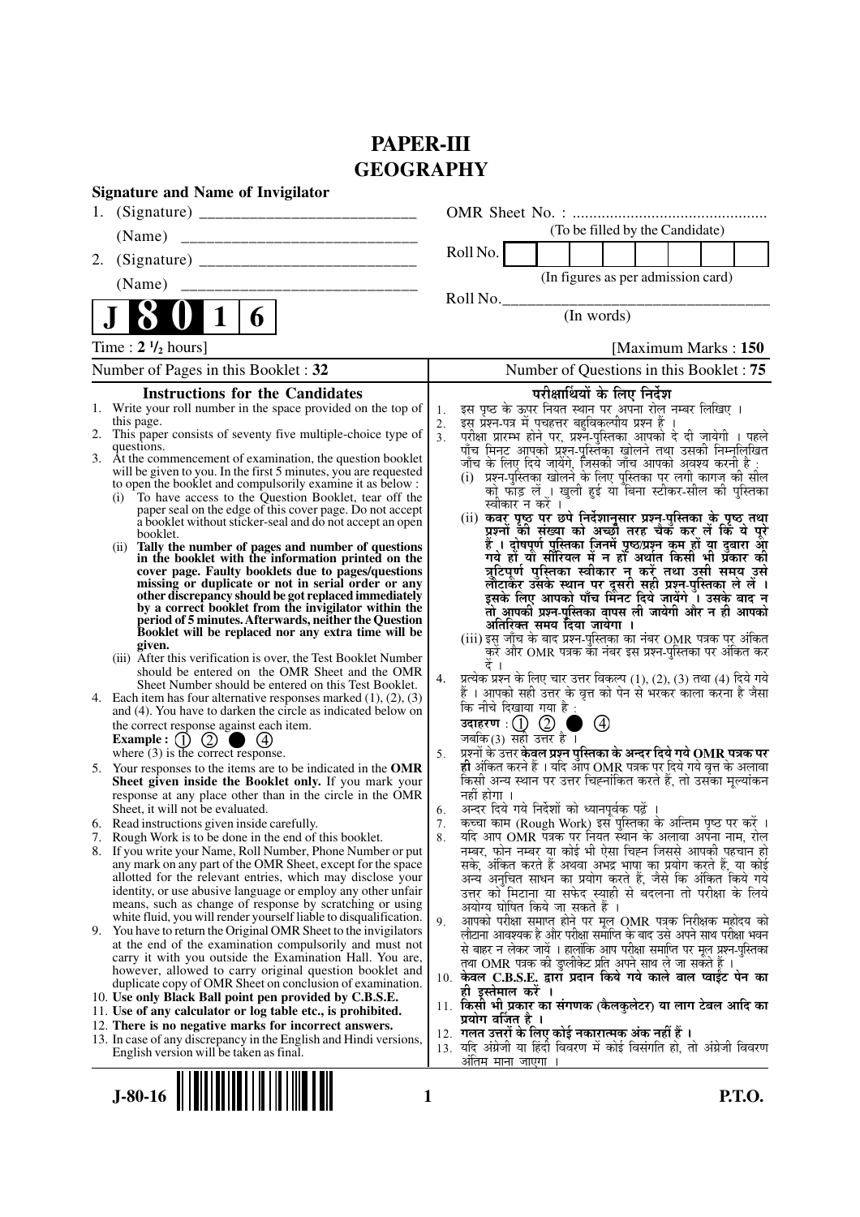# PAPER-III
# GEOGRAPHY

**Signature and Name of Invigilator**

1. (Signature) __________________________

   (Name) __________________________

2. (Signature) __________________________

   (Name) __________________________

OMR Sheet No. : ...............................................

(To be filled by the Candidate)

Roll No.

(In figures as per admission card)

Roll No.________________________________

(In words)

**J 8 0 1 6**

Time : **2 ½ hours**] [Maximum Marks : **150**

Number of Pages in this Booklet : 32

Number of Questions in this Booklet : 75

## Instructions for the Candidates

1. Write your roll number in the space provided on the top of this page.
2. This paper consists of seventy five multiple-choice type of questions.
3. At the commencement of examination, the question booklet will be given to you. In the first 5 minutes, you are requested to open the booklet and compulsorily examine it as below :
   (i) To have access to the Question Booklet, tear off the paper seal on the edge of this cover page. Do not accept a booklet without sticker-seal and do not accept an open booklet.
   (ii) **Tally the number of pages and number of questions in the booklet with the information printed on the cover page. Faulty booklets due to pages/questions missing or duplicate or not in serial order or any other discrepancy should be got replaced immediately by a correct booklet from the invigilator within the period of 5 minutes. Afterwards, neither the Question Booklet will be replaced nor any extra time will be given.**
   (iii) After this verification is over, the Test Booklet Number should be entered on the OMR Sheet and the OMR Sheet Number should be entered on this Test Booklet.
4. Each item has four alternative responses marked (1), (2), (3) and (4). You have to darken the circle as indicated below on the correct response against each item.
   **Example :** ① ② ● ④
   where (3) is the correct response.
5. Your responses to the items are to be indicated in the **OMR Sheet given inside the Booklet only.** If you mark your response at any place other than in the circle in the OMR Sheet, it will not be evaluated.
6. Read instructions given inside carefully.
7. Rough Work is to be done in the end of this booklet.
8. If you write your Name, Roll Number, Phone Number or put any mark on any part of the OMR Sheet, except for the space allotted for the relevant entries, which may disclose your identity, or use abusive language or employ any other unfair means, such as change of response by scratching or using white fluid, you will render yourself liable to disqualification.
9. You have to return the Original OMR Sheet to the invigilators at the end of the examination compulsorily and must not carry it with you outside the Examination Hall. You are, however, allowed to carry original question booklet and duplicate copy of OMR Sheet on conclusion of examination.
10. **Use only Black Ball point pen provided by C.B.S.E.**
11. **Use of any calculator or log table etc., is prohibited.**
12. **There is no negative marks for incorrect answers.**
13. In case of any discrepancy in the English and Hindi versions, English version will be taken as final.

## परीक्षार्थियों के लिए निर्देश

1. इस पृष्ठ के ऊपर नियत स्थान पर अपना रोल नम्बर लिखिए ।
2. इस प्रश्न-पत्र में पचहत्तर बहुविकल्पीय प्रश्न हैं ।
3. परीक्षा प्रारम्भ होने पर, प्रश्न-पुस्तिका आपको दे दी जायेगी । पहले पाँच मिनट आपको प्रश्न-पुस्तिका खोलने तथा उसकी निम्नलिखित जाँच के लिए दिये जायेंगे, जिसकी जाँच आपको अवश्य करनी है :
   (i) प्रश्न-पुस्तिका खोलने के लिए पुस्तिका पर लगी कागज की सील को फाड़ लें । खुली हुई या बिना स्टीकर-सील की पुस्तिका स्वीकार न करें ।
   (ii) **कवर पृष्ठ पर छपे निर्देशानुसार प्रश्न-पुस्तिका के पृष्ठ तथा प्रश्नों की संख्या को अच्छी तरह चैक कर लें कि ये पूरे हैं । दोषपूर्ण पुस्तिका जिनमें पृष्ठ/प्रश्न कम हों या दुबारा आ गये हों या सीरियल में न हों अर्थात किसी भी प्रकार की त्रुटिपूर्ण पुस्तिका स्वीकार न करें तथा उसी समय उसे लौटाकर उसके स्थान पर दूसरी सही प्रश्न-पुस्तिका ले लें । इसके लिए आपको पाँच मिनट दिये जायेंगे । उसके बाद न तो आपकी प्रश्न-पुस्तिका वापस ली जायेगी और न ही आपको अतिरिक्त समय दिया जायेगा ।**
   (iii) इस जाँच के बाद प्रश्न-पुस्तिका का नंबर OMR पत्रक पर अंकित करें और OMR पत्रक का नंबर इस प्रश्न-पुस्तिका पर अंकित कर दें ।
4. प्रत्येक प्रश्न के लिए चार उत्तर विकल्प (1), (2), (3) तथा (4) दिये गये हैं । आपको सही उत्तर के वृत्त को पेन से भरकर काला करना है जैसा कि नीचे दिखाया गया है :
   **उदाहरण :** ① ② ● ④
   जबकि (3) सही उत्तर है ।
5. **प्रश्नों के उत्तर केवल प्रश्न पुस्तिका के अन्दर दिये गये OMR पत्रक पर ही** अंकित करने हैं । यदि आप OMR पत्रक पर दिये गये वृत्त के अलावा किसी अन्य स्थान पर उत्तर चिह्नांकित करते हैं, तो उसका मूल्यांकन नहीं होगा ।
6. अन्दर दिये गये निर्देशों को ध्यानपूर्वक पढ़ें ।
7. कच्चा काम (Rough Work) इस पुस्तिका के अन्तिम पृष्ठ पर करें ।
8. यदि आप OMR पत्रक पर नियत स्थान के अलावा अपना नाम, रोल नम्बर, फोन नम्बर या कोई भी ऐसा चिह्न जिससे आपकी पहचान हो सके, अंकित करते हैं अथवा अभद्र भाषा का प्रयोग करते हैं, या कोई अन्य अनुचित साधन का प्रयोग करते हैं, जैसे कि अंकित किये गये उत्तर को मिटाना या सफेद स्याही से बदलना तो परीक्षा के लिये अयोग्य घोषित किये जा सकते हैं ।
9. आपको परीक्षा समाप्त होने पर मूल OMR पत्रक निरीक्षक महोदय को लौटाना आवश्यक है और परीक्षा समाप्ति के बाद उसे अपने साथ परीक्षा भवन से बाहर न लेकर जायें । हालांकि आप परीक्षा समाप्ति पर मूल प्रश्न-पुस्तिका तथा OMR पत्रक की डुप्लीकेट प्रति अपने साथ ले जा सकते हैं ।
10. **केवल C.B.S.E. द्वारा प्रदान किये गये काले बाल प्वाईंट पेन का ही इस्तेमाल करें ।**
11. **किसी भी प्रकार का संगणक (कैलकुलेटर) या लाग टेबल आदि का प्रयोग वर्जित है ।**
12. **गलत उत्तरों के लिए कोई नकारात्मक अंक नहीं हैं ।**
13. यदि अंग्रेजी या हिंदी विवरण में कोई विसंगति हो, तो अंग्रेजी विवरण अंतिम माना जाएगा ।

J-80-16

P.T.O.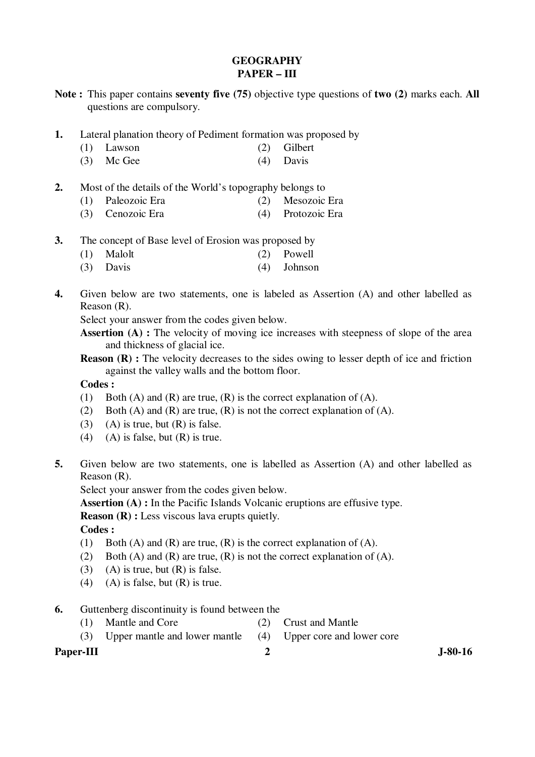# GEOGRAPHY
## PAPER – III

**Note :** This paper contains **seventy five (75)** objective type questions of **two (2)** marks each. **All** questions are compulsory.

**1.** Lateral planation theory of Pediment formation was proposed by

(1) Lawson
(2) Gilbert
(3) Mc Gee
(4) Davis

**2.** Most of the details of the World's topography belongs to

(1) Paleozoic Era
(2) Mesozoic Era
(3) Cenozoic Era
(4) Protozoic Era

**3.** The concept of Base level of Erosion was proposed by

(1) Malolt
(2) Powell
(3) Davis
(4) Johnson

**4.** Given below are two statements, one is labeled as Assertion (A) and other labelled as Reason (R).

Select your answer from the codes given below.

**Assertion (A) :** The velocity of moving ice increases with steepness of slope of the area and thickness of glacial ice.

**Reason (R) :** The velocity decreases to the sides owing to lesser depth of ice and friction against the valley walls and the bottom floor.

**Codes :**

(1) Both (A) and (R) are true, (R) is the correct explanation of (A).
(2) Both (A) and (R) are true, (R) is not the correct explanation of (A).
(3) (A) is true, but (R) is false.
(4) (A) is false, but (R) is true.

**5.** Given below are two statements, one is labelled as Assertion (A) and other labelled as Reason (R).

Select your answer from the codes given below.

**Assertion (A) :** In the Pacific Islands Volcanic eruptions are effusive type.

**Reason (R) :** Less viscous lava erupts quietly.

**Codes :**

(1) Both (A) and (R) are true, (R) is the correct explanation of (A).
(2) Both (A) and (R) are true, (R) is not the correct explanation of (A).
(3) (A) is true, but (R) is false.
(4) (A) is false, but (R) is true.

**6.** Guttenberg discontinuity is found between the

(1) Mantle and Core
(2) Crust and Mantle
(3) Upper mantle and lower mantle
(4) Upper core and lower core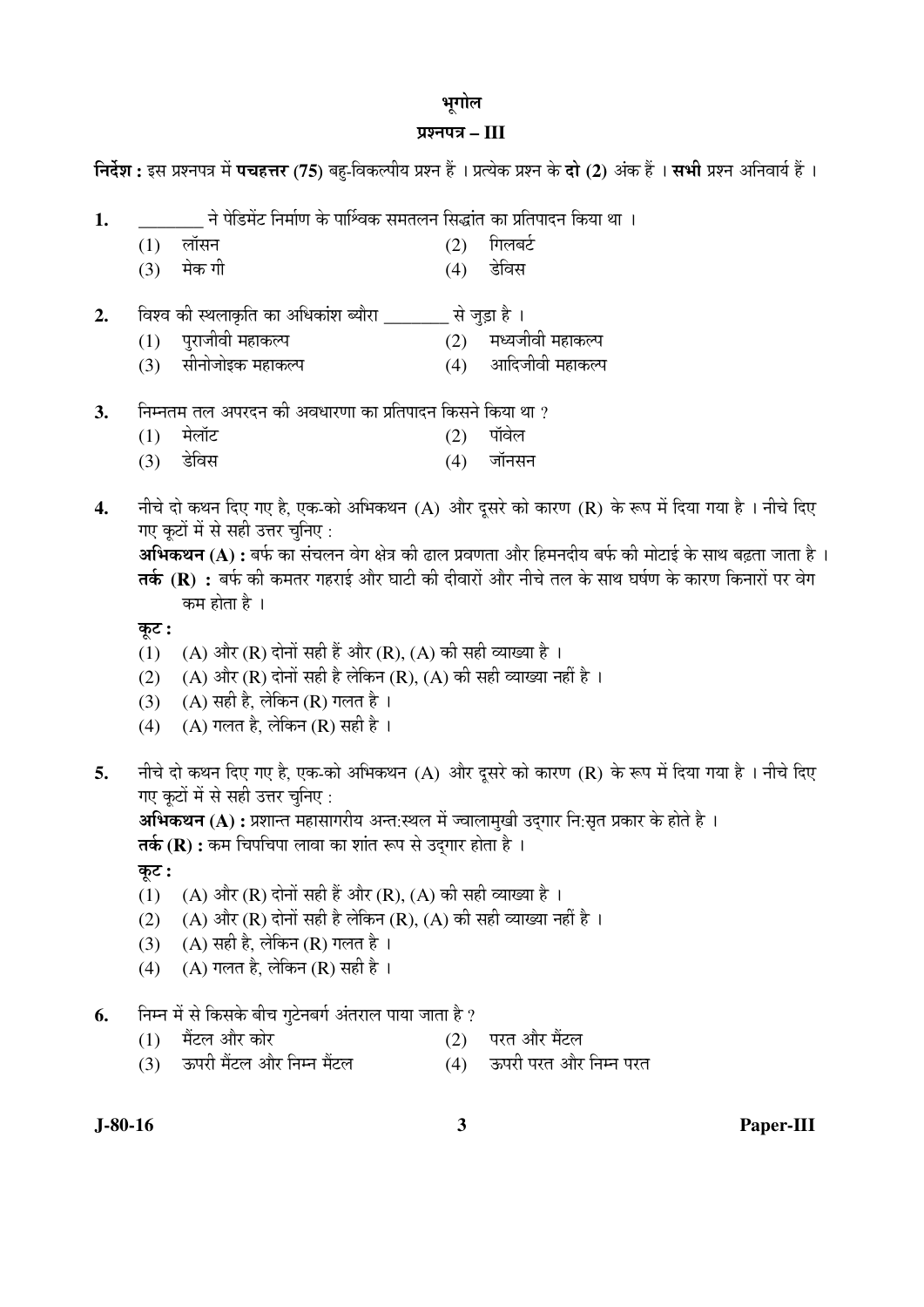# भूगोल

## प्रश्नपत्र – III

**निर्देश :** इस प्रश्नपत्र में **पचहत्तर (75)** बहु-विकल्पीय प्रश्न हैं । प्रत्येक प्रश्न के **दो (2)** अंक हैं । **सभी** प्रश्न अनिवार्य हैं ।

**1.** ________ ने पेडिमेंट निर्माण के पार्श्विक समतलन सिद्धांत का प्रतिपादन किया था ।

(1) लॉसन (2) गिलबर्ट
(3) मेक गी (4) डेविस

**2.** विश्व की स्थलाकृति का अधिकांश ब्यौरा ________ से जुड़ा है ।

(1) पुराजीवी महाकल्प (2) मध्यजीवी महाकल्प
(3) सीनोजोइक महाकल्प (4) आदिजीवी महाकल्प

**3.** निम्नतम तल अपरदन की अवधारणा का प्रतिपादन किसने किया था ?

(1) मेलॉट (2) पॉवेल
(3) डेविस (4) जॉनसन

**4.** नीचे दो कथन दिए गए है, एक-को अभिकथन (A) और दूसरे को कारण (R) के रूप में दिया गया है । नीचे दिए गए कूटों में से सही उत्तर चुनिए :

**अभिकथन (A) :** बर्फ का संचलन वेग क्षेत्र की ढाल प्रवणता और हिमनदीय बर्फ की मोटाई के साथ बढ़ता जाता है ।

**तर्क (R) :** बर्फ की कमतर गहराई और घाटी की दीवारों और नीचे तल के साथ घर्षण के कारण किनारों पर वेग कम होता है ।

**कूट :**

(1) (A) और (R) दोनों सही हैं और (R), (A) की सही व्याख्या है ।
(2) (A) और (R) दोनों सही है लेकिन (R), (A) की सही व्याख्या नहीं है ।
(3) (A) सही है, लेकिन (R) गलत है ।
(4) (A) गलत है, लेकिन (R) सही है ।

**5.** नीचे दो कथन दिए गए है, एक-को अभिकथन (A) और दूसरे को कारण (R) के रूप में दिया गया है । नीचे दिए गए कूटों में से सही उत्तर चुनिए :

**अभिकथन (A) :** प्रशान्त महासागरीय अन्त:स्थल में ज्वालामुखी उद्गार नि:सृत प्रकार के होते है ।

**तर्क (R) :** कम चिपचिपा लावा का शांत रूप से उद्गार होता है ।

**कूट :**

(1) (A) और (R) दोनों सही हैं और (R), (A) की सही व्याख्या है ।
(2) (A) और (R) दोनों सही है लेकिन (R), (A) की सही व्याख्या नहीं है ।
(3) (A) सही है, लेकिन (R) गलत है ।
(4) (A) गलत है, लेकिन (R) सही है ।

**6.** निम्न में से किसके बीच गुटेनबर्ग अंतराल पाया जाता है ?

(1) मैंटल और कोर (2) परत और मैंटल
(3) ऊपरी मैंटल और निम्न मैंटल (4) ऊपरी परत और निम्न परत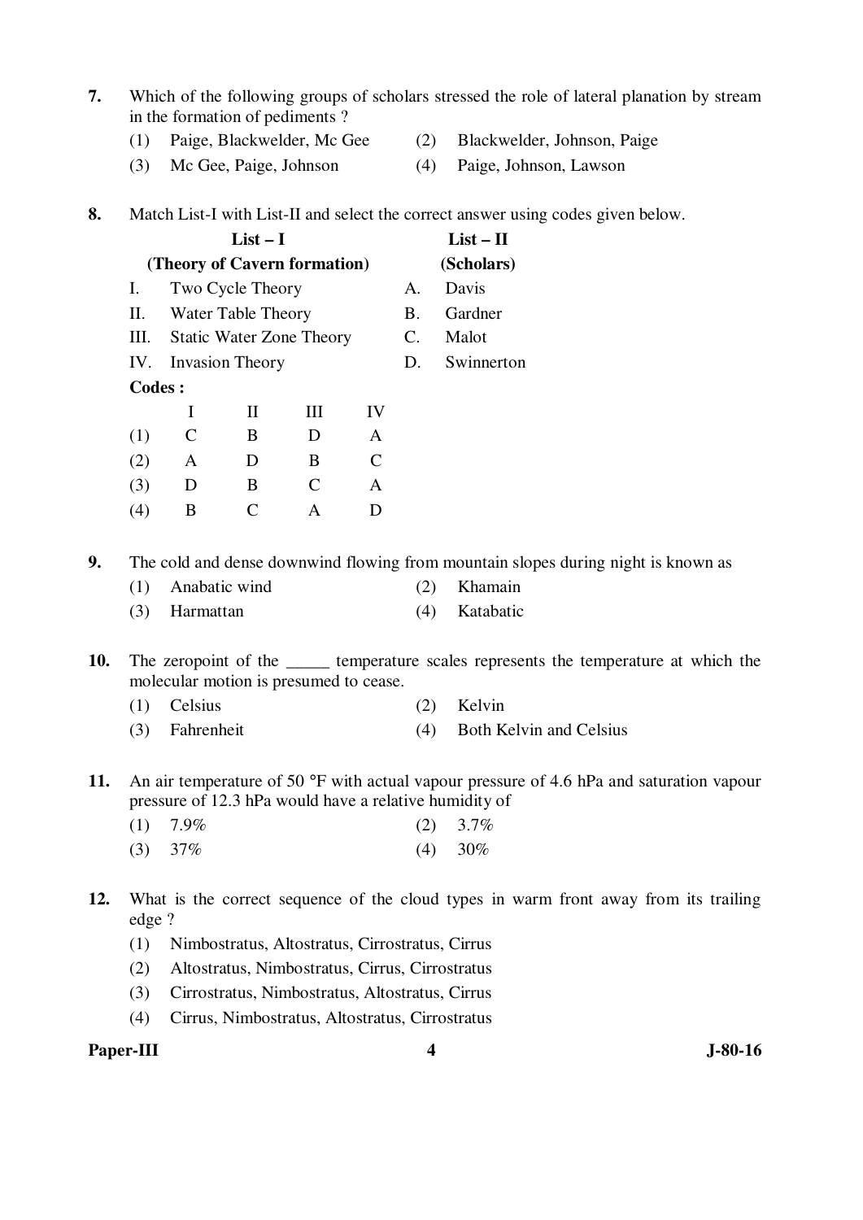**7.** Which of the following groups of scholars stressed the role of lateral planation by stream in the formation of pediments ?

(1) Paige, Blackwelder, Mc Gee  
(2) Blackwelder, Johnson, Paige  
(3) Mc Gee, Paige, Johnson  
(4) Paige, Johnson, Lawson

**8.** Match List-I with List-II and select the correct answer using codes given below.

| | List – I (Theory of Cavern formation) | | List – II (Scholars) |
|---|---|---|---|
| I. | Two Cycle Theory | A. | Davis |
| II. | Water Table Theory | B. | Gardner |
| III. | Static Water Zone Theory | C. | Malot |
| IV. | Invasion Theory | D. | Swinnerton |

**Codes :**

| | I | II | III | IV |
|---|---|---|---|---|
| (1) | C | B | D | A |
| (2) | A | D | B | C |
| (3) | D | B | C | A |
| (4) | B | C | A | D |

**9.** The cold and dense downwind flowing from mountain slopes during night is known as

(1) Anabatic wind  
(2) Khamain  
(3) Harmattan  
(4) Katabatic

**10.** The zeropoint of the _____ temperature scales represents the temperature at which the molecular motion is presumed to cease.

(1) Celsius  
(2) Kelvin  
(3) Fahrenheit  
(4) Both Kelvin and Celsius

**11.** An air temperature of 50 °F with actual vapour pressure of 4.6 hPa and saturation vapour pressure of 12.3 hPa would have a relative humidity of

(1) 7.9%  
(2) 3.7%  
(3) 37%  
(4) 30%

**12.** What is the correct sequence of the cloud types in warm front away from its trailing edge ?

(1) Nimbostratus, Altostratus, Cirrostratus, Cirrus  
(2) Altostratus, Nimbostratus, Cirrus, Cirrostratus  
(3) Cirrostratus, Nimbostratus, Altostratus, Cirrus  
(4) Cirrus, Nimbostratus, Altostratus, Cirrostratus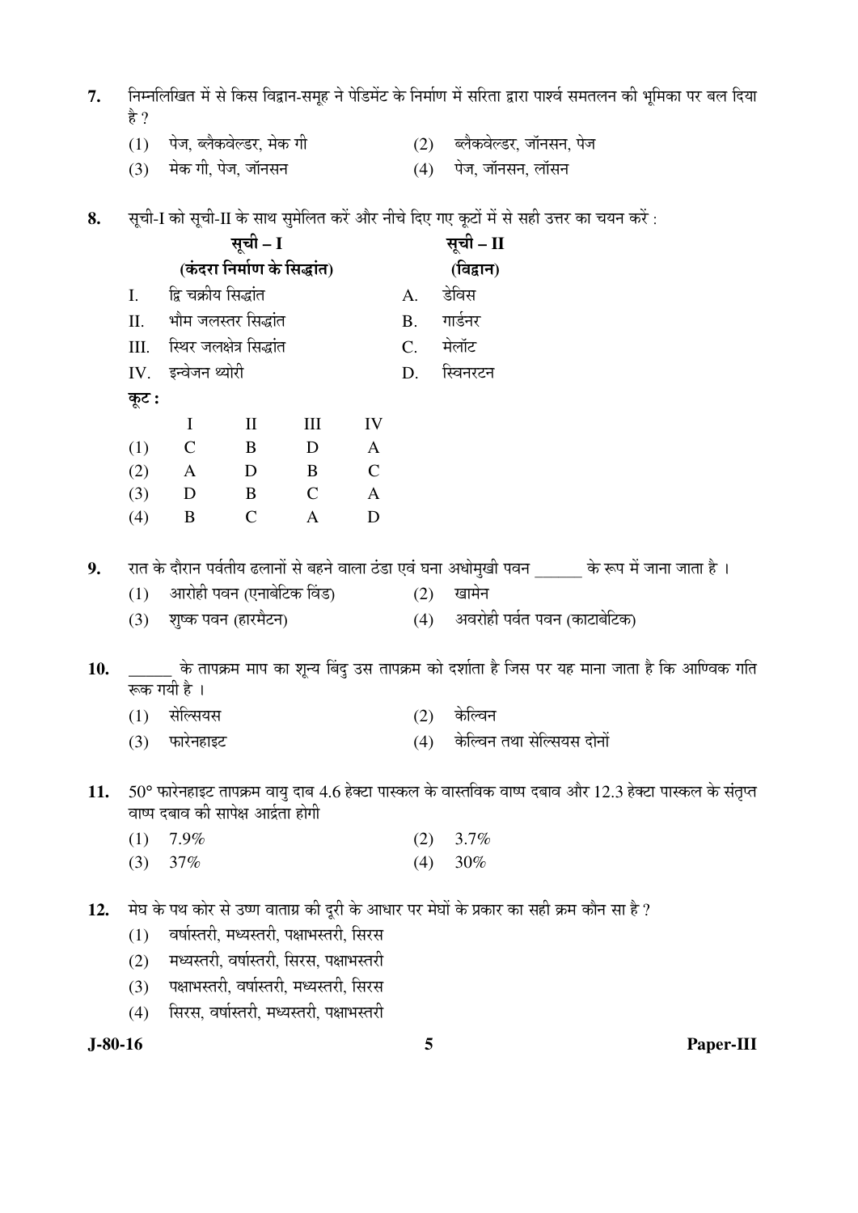7. निम्नलिखित में से किस विद्वान-समूह ने पेडिमेंट के निर्माण में सरिता द्वारा पार्श्व समतलन की भूमिका पर बल दिया है ?

(1) पेज, ब्लैकवेल्डर, मेक गी
(2) ब्लैकवेल्डर, जॉनसन, पेज
(3) मेक गी, पेज, जॉनसन
(4) पेज, जॉनसन, लॉसन

8. सूची-I को सूची-II के साथ सुमेलित करें और नीचे दिए गए कूटों में से सही उत्तर का चयन करें :

| | सूची – I (कंदरा निर्माण के सिद्धांत) | | सूची – II (विद्वान) |
|---|---|---|---|
| I. | द्वि चक्रीय सिद्धांत | A. | डेविस |
| II. | भौम जलस्तर सिद्धांत | B. | गार्डनर |
| III. | स्थिर जलक्षेत्र सिद्धांत | C. | मेलॉट |
| IV. | इन्वेजन थ्योरी | D. | स्विनरटन |

**कूट :**

| | I | II | III | IV |
|---|---|---|---|---|
| (1) | C | B | D | A |
| (2) | A | D | B | C |
| (3) | D | B | C | A |
| (4) | B | C | A | D |

9. रात के दौरान पर्वतीय ढलानों से बहने वाला ठंडा एवं घना अधोमुखी पवन ______ के रूप में जाना जाता है ।

(1) आरोही पवन (एनाबेटिक विंड)
(2) खामेन
(3) शुष्क पवन (हारमैटन)
(4) अवरोही पर्वत पवन (काटाबेटिक)

10. ______ के तापक्रम माप का शून्य बिंदु उस तापक्रम को दर्शाता है जिस पर यह माना जाता है कि आण्विक गति रूक गयी है ।

(1) सेल्सियस
(2) केल्विन
(3) फारेनहाइट
(4) केल्विन तथा सेल्सियस दोनों

11. 50° फारेनहाइट तापक्रम वायु दाब 4.6 हेक्टा पास्कल के वास्तविक वाष्प दबाव और 12.3 हेक्टा पास्कल के संतृप्त वाष्प दबाव की सापेक्ष आर्द्रता होगी

(1) 7.9%
(2) 3.7%
(3) 37%
(4) 30%

12. मेघ के पथ कोर से उष्ण वाताग्र की दूरी के आधार पर मेघों के प्रकार का सही क्रम कौन सा है ?

(1) वर्षास्तरी, मध्यस्तरी, पक्षाभस्तरी, सिरस
(2) मध्यस्तरी, वर्षास्तरी, सिरस, पक्षाभस्तरी
(3) पक्षाभस्तरी, वर्षास्तरी, मध्यस्तरी, सिरस
(4) सिरस, वर्षास्तरी, मध्यस्तरी, पक्षाभस्तरी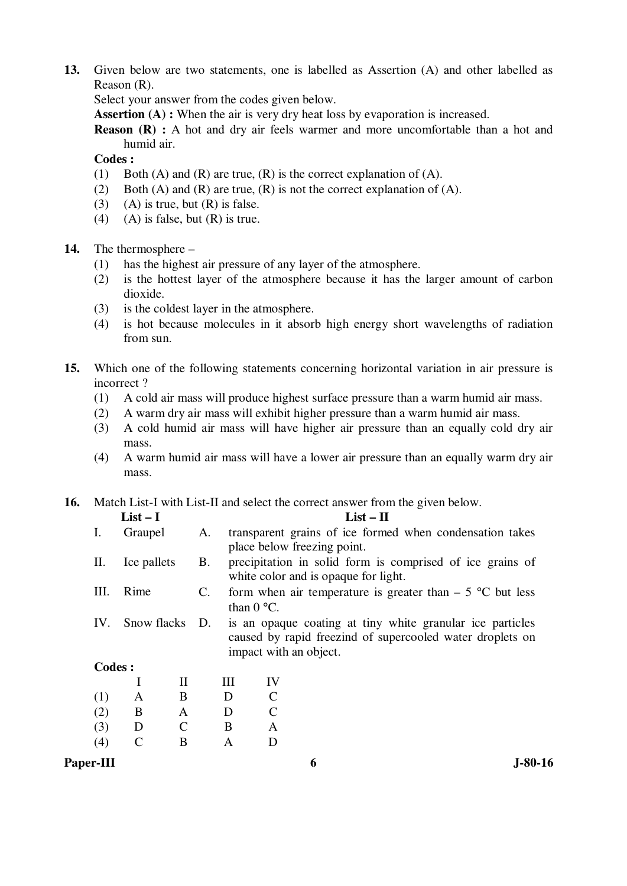13. Given below are two statements, one is labelled as Assertion (A) and other labelled as Reason (R).

Select your answer from the codes given below.

**Assertion (A) :** When the air is very dry heat loss by evaporation is increased.

**Reason (R) :** A hot and dry air feels warmer and more uncomfortable than a hot and humid air.

**Codes :**

(1) Both (A) and (R) are true, (R) is the correct explanation of (A).
(2) Both (A) and (R) are true, (R) is not the correct explanation of (A).
(3) (A) is true, but (R) is false.
(4) (A) is false, but (R) is true.

14. The thermosphere –

(1) has the highest air pressure of any layer of the atmosphere.
(2) is the hottest layer of the atmosphere because it has the larger amount of carbon dioxide.
(3) is the coldest layer in the atmosphere.
(4) is hot because molecules in it absorb high energy short wavelengths of radiation from sun.

15. Which one of the following statements concerning horizontal variation in air pressure is incorrect ?

(1) A cold air mass will produce highest surface pressure than a warm humid air mass.
(2) A warm dry air mass will exhibit higher pressure than a warm humid air mass.
(3) A cold humid air mass will have higher air pressure than an equally cold dry air mass.
(4) A warm humid air mass will have a lower air pressure than an equally warm dry air mass.

16. Match List-I with List-II and select the correct answer from the given below.

| | List – I | | List – II |
|---|---|---|---|
| I. | Graupel | A. | transparent grains of ice formed when condensation takes place below freezing point. |
| II. | Ice pallets | B. | precipitation in solid form is comprised of ice grains of white color and is opaque for light. |
| III. | Rime | C. | form when air temperature is greater than – 5 °C but less than 0 °C. |
| IV. | Snow flacks | D. | is an opaque coating at tiny white granular ice particles caused by rapid freezind of supercooled water droplets on impact with an object. |

**Codes :**

| | I | II | III | IV |
|---|---|---|---|---|
| (1) | A | B | D | C |
| (2) | B | A | D | C |
| (3) | D | C | B | A |
| (4) | C | B | A | D |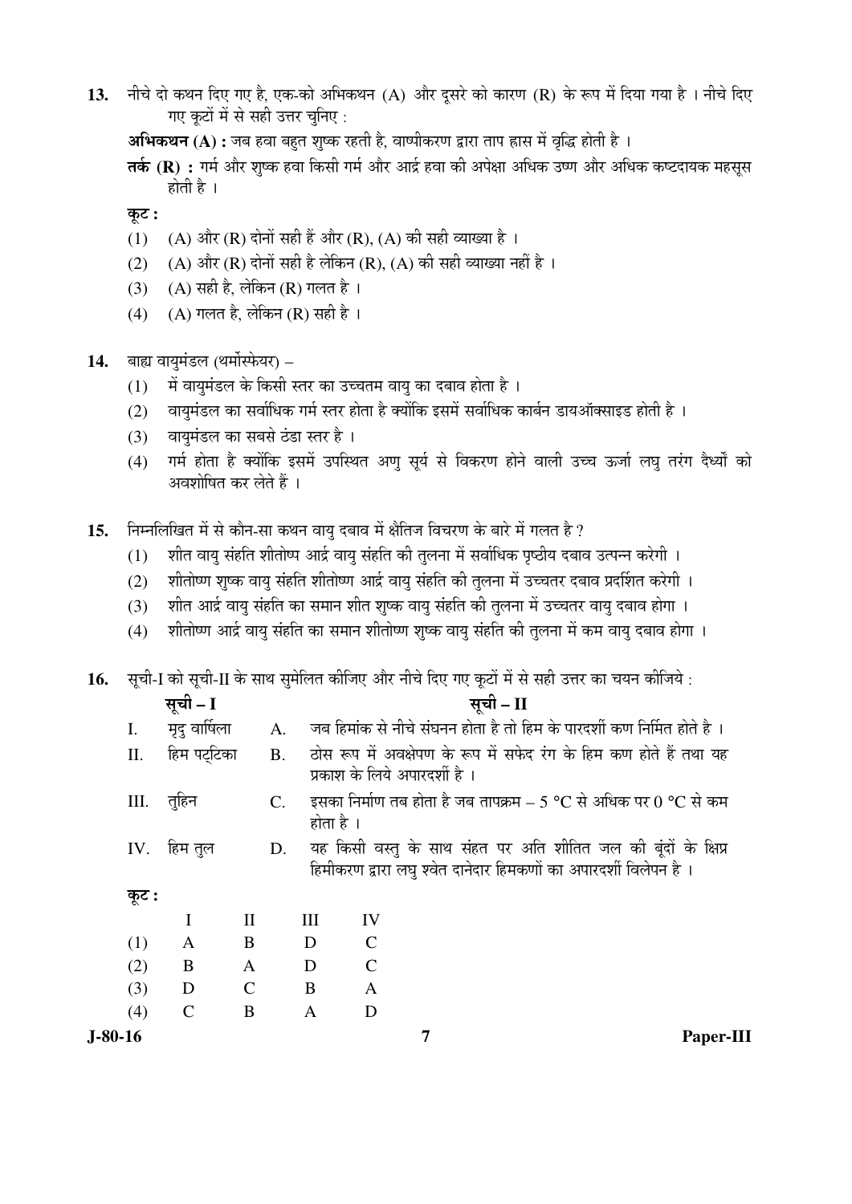13. नीचे दो कथन दिए गए है, एक-को अभिकथन (A) और दूसरे को कारण (R) के रूप में दिया गया है । नीचे दिए गए कूटों में से सही उत्तर चुनिए :

**अभिकथन (A) :** जब हवा बहुत शुष्क रहती है, वाष्पीकरण द्वारा ताप ह्रास में वृद्धि होती है ।

**तर्क (R) :** गर्म और शुष्क हवा किसी गर्म और आर्द्र हवा की अपेक्षा अधिक उष्ण और अधिक कष्टदायक महसूस होती है ।

**कूट :**

(1) (A) और (R) दोनों सही हैं और (R), (A) की सही व्याख्या है ।

(2) (A) और (R) दोनों सही है लेकिन (R), (A) की सही व्याख्या नहीं है ।

(3) (A) सही है, लेकिन (R) गलत है ।

(4) (A) गलत है, लेकिन (R) सही है ।

14. बाह्य वायुमंडल (थर्मोस्फेयर) –

(1) में वायुमंडल के किसी स्तर का उच्चतम वायु का दबाव होता है ।

(2) वायुमंडल का सर्वाधिक गर्म स्तर होता है क्योंकि इसमें सर्वाधिक कार्बन डायऑक्साइड होती है ।

(3) वायुमंडल का सबसे ठंडा स्तर है ।

(4) गर्म होता है क्योंकि इसमें उपस्थित अणु सूर्य से विकरण होने वाली उच्च ऊर्जा लघु तरंग दैर्ध्यों को अवशोषित कर लेते हैं ।

15. निम्नलिखित में से कौन-सा कथन वायु दबाव में क्षैतिज विचरण के बारे में गलत है ?

(1) शीत वायु संहति शीतोष्ण आर्द्र वायु संहति की तुलना में सर्वाधिक पृष्ठीय दबाव उत्पन्न करेगी ।

(2) शीतोष्ण शुष्क वायु संहति शीतोष्ण आर्द्र वायु संहति की तुलना में उच्चतर दबाव प्रदर्शित करेगी ।

(3) शीत आर्द्र वायु संहति का समान शीत शुष्क वायु संहति की तुलना में उच्चतर वायु दबाव होगा ।

(4) शीतोष्ण आर्द्र वायु संहति का समान शीतोष्ण शुष्क वायु संहति की तुलना में कम वायु दबाव होगा ।

16. सूची-I को सूची-II के साथ सुमेलित कीजिए और नीचे दिए गए कूटों में से सही उत्तर का चयन कीजिये :

| | **सूची – I** | | **सूची – II** |
|---|---|---|---|
| I. | मृदु वार्षिला | A. | जब हिमांक से नीचे संघनन होता है तो हिम के पारदर्शी कण निर्मित होते है । |
| II. | हिम पट्टिका | B. | ठोस रूप में अवक्षेपण के रूप में सफेद रंग के हिम कण होते हैं तथा यह प्रकाश के लिये अपारदर्शी है । |
| III. | तुहिन | C. | इसका निर्माण तब होता है जब तापक्रम – 5 °C से अधिक पर 0 °C से कम होता है । |
| IV. | हिम तुल | D. | यह किसी वस्तु के साथ संहत पर अति शीतित जल की बूंदों के क्षिप्र हिमीकरण द्वारा लघु श्वेत दानेदार हिमकणों का अपारदर्शी विलेपन है । |

**कूट :**

| | I | II | III | IV |
|---|---|---|---|---|
| (1) | A | B | D | C |
| (2) | B | A | D | C |
| (3) | D | C | B | A |
| (4) | C | B | A | D |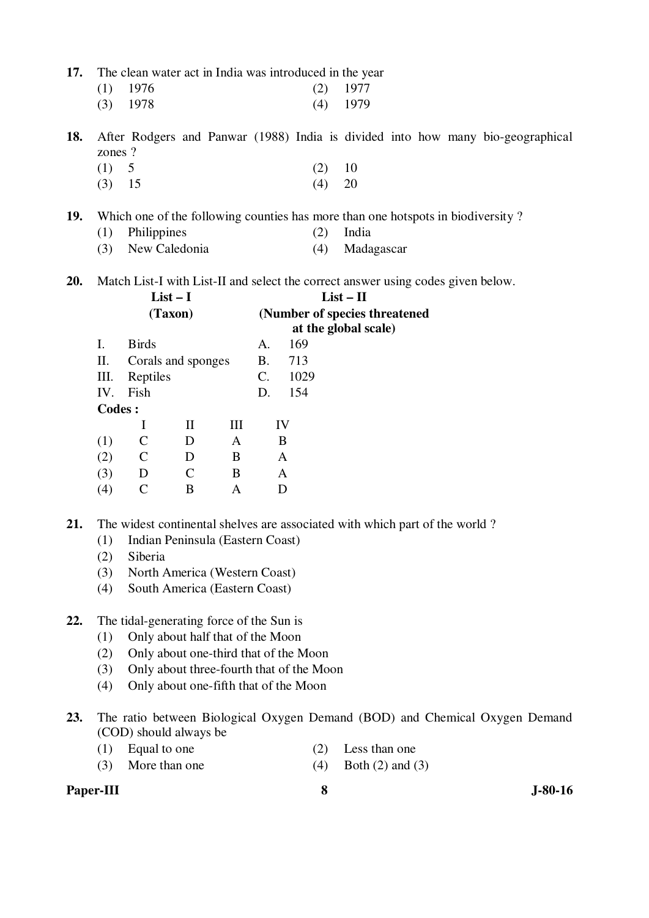17. The clean water act in India was introduced in the year

(1) 1976 (2) 1977

(3) 1978 (4) 1979

18. After Rodgers and Panwar (1988) India is divided into how many bio-geographical zones ?

(1) 5 (2) 10

(3) 15 (4) 20

19. Which one of the following counties has more than one hotspots in biodiversity ?

(1) Philippines (2) India

(3) New Caledonia (4) Madagascar

20. Match List-I with List-II and select the correct answer using codes given below.

| | List – I (Taxon) | | List – II (Number of species threatened at the global scale) |
|---|---|---|---|
| I. | Birds | A. | 169 |
| II. | Corals and sponges | B. | 713 |
| III. | Reptiles | C. | 1029 |
| IV. | Fish | D. | 154 |

**Codes :**

| | I | II | III | IV |
|---|---|---|---|---|
| (1) | C | D | A | B |
| (2) | C | D | B | A |
| (3) | D | C | B | A |
| (4) | C | B | A | D |

21. The widest continental shelves are associated with which part of the world ?

(1) Indian Peninsula (Eastern Coast)

(2) Siberia

(3) North America (Western Coast)

(4) South America (Eastern Coast)

22. The tidal-generating force of the Sun is

(1) Only about half that of the Moon

(2) Only about one-third that of the Moon

(3) Only about three-fourth that of the Moon

(4) Only about one-fifth that of the Moon

23. The ratio between Biological Oxygen Demand (BOD) and Chemical Oxygen Demand (COD) should always be

(1) Equal to one (2) Less than one

(3) More than one (4) Both (2) and (3)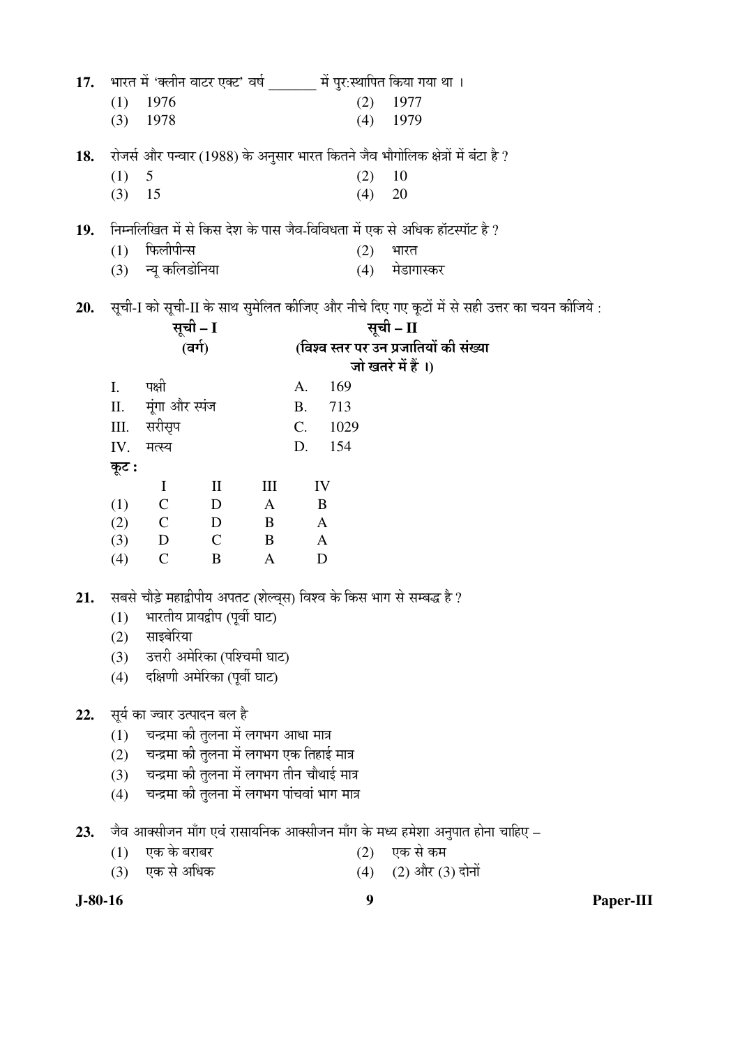17. भारत में 'क्लीन वाटर एक्ट' वर्ष _______ में पुर:स्थापित किया गया था ।

(1) 1976 (2) 1977
(3) 1978 (4) 1979

18. रोजर्स और पन्वार (1988) के अनुसार भारत कितने जैव भौगोलिक क्षेत्रों में बंटा है ?

(1) 5 (2) 10
(3) 15 (4) 20

19. निम्नलिखित में से किस देश के पास जैव-विविधता में एक से अधिक हॉटस्पॉट है ?

(1) फिलीपीन्स (2) भारत
(3) न्यू कलिडोनिया (4) मेडागास्कर

20. सूची-I को सूची-II के साथ सुमेलित कीजिए और नीचे दिए गए कूटों में से सही उत्तर का चयन कीजिये :

| सूची – I (वर्ग) | सूची – II (विश्व स्तर पर उन प्रजातियों की संख्या जो खतरे में हैं ।) |
|---|---|
| I. पक्षी | A. 169 |
| II. मूंगा और स्पंज | B. 713 |
| III. सरीसृप | C. 1029 |
| IV. मत्स्य | D. 154 |

कूट :

| | I | II | III | IV |
|---|---|---|---|---|
| (1) | C | D | A | B |
| (2) | C | D | B | A |
| (3) | D | C | B | A |
| (4) | C | B | A | D |

21. सबसे चौड़े महाद्वीपीय अपतट (शेल्व्स) विश्व के किस भाग से सम्बद्ध है ?

(1) भारतीय प्रायद्वीप (पूर्वी घाट)
(2) साइबेरिया
(3) उत्तरी अमेरिका (पश्चिमी घाट)
(4) दक्षिणी अमेरिका (पूर्वी घाट)

22. सूर्य का ज्वार उत्पादन बल है

(1) चन्द्रमा की तुलना में लगभग आधा मात्र
(2) चन्द्रमा की तुलना में लगभग एक तिहाई मात्र
(3) चन्द्रमा की तुलना में लगभग तीन चौथाई मात्र
(4) चन्द्रमा की तुलना में लगभग पांचवां भाग मात्र

23. जैव आक्सीजन माँग एवं रासायनिक आक्सीजन माँग के मध्य हमेशा अनुपात होना चाहिए –

(1) एक के बराबर (2) एक से कम
(3) एक से अधिक (4) (2) और (3) दोनों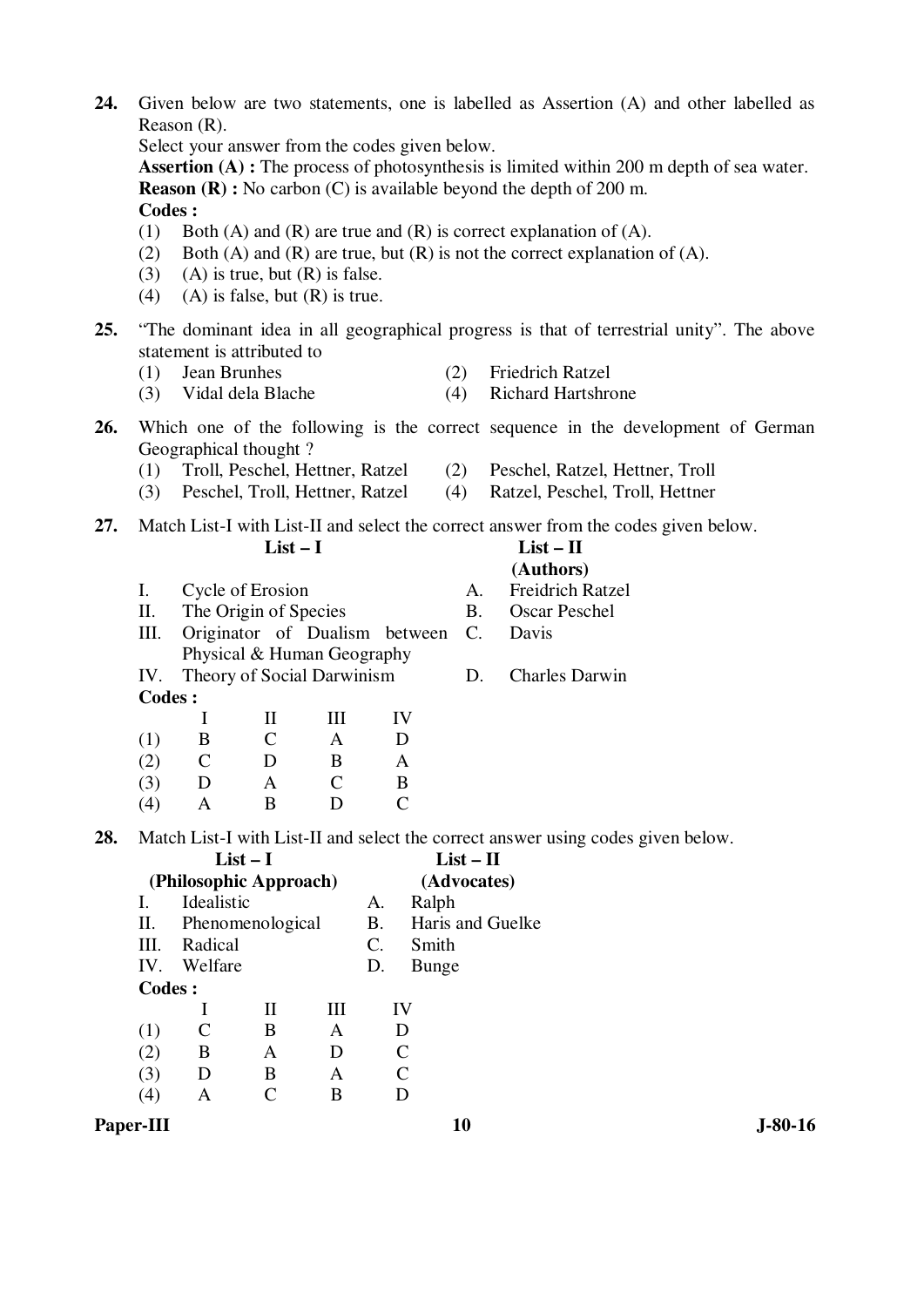**24.** Given below are two statements, one is labelled as Assertion (A) and other labelled as Reason (R).

Select your answer from the codes given below.

**Assertion (A) :** The process of photosynthesis is limited within 200 m depth of sea water.

**Reason (R) :** No carbon (C) is available beyond the depth of 200 m.

**Codes :**

(1) Both (A) and (R) are true and (R) is correct explanation of (A).

(2) Both (A) and (R) are true, but (R) is not the correct explanation of (A).

(3) (A) is true, but (R) is false.

(4) (A) is false, but (R) is true.

**25.** "The dominant idea in all geographical progress is that of terrestrial unity". The above statement is attributed to

(1) Jean Brunhes

(2) Friedrich Ratzel

(3) Vidal dela Blache

(4) Richard Hartshrone

**26.** Which one of the following is the correct sequence in the development of German Geographical thought ?

(1) Troll, Peschel, Hettner, Ratzel

(2) Peschel, Ratzel, Hettner, Troll

(3) Peschel, Troll, Hettner, Ratzel

(4) Ratzel, Peschel, Troll, Hettner

**27.** Match List-I with List-II and select the correct answer from the codes given below.

| | List – I | | List – II (Authors) |
|---|---|---|---|
| I. | Cycle of Erosion | A. | Freidrich Ratzel |
| II. | The Origin of Species | B. | Oscar Peschel |
| III. | Originator of Dualism between Physical & Human Geography | C. | Davis |
| IV. | Theory of Social Darwinism | D. | Charles Darwin |

**Codes :**

| | I | II | III | IV |
|---|---|---|---|---|
| (1) | B | C | A | D |
| (2) | C | D | B | A |
| (3) | D | A | C | B |
| (4) | A | B | D | C |

**28.** Match List-I with List-II and select the correct answer using codes given below.

| | List – I (Philosophic Approach) | | List – II (Advocates) |
|---|---|---|---|
| I. | Idealistic | A. | Ralph |
| II. | Phenomenological | B. | Haris and Guelke |
| III. | Radical | C. | Smith |
| IV. | Welfare | D. | Bunge |

**Codes :**

| | I | II | III | IV |
|---|---|---|---|---|
| (1) | C | B | A | D |
| (2) | B | A | D | C |
| (3) | D | B | A | C |
| (4) | A | C | B | D |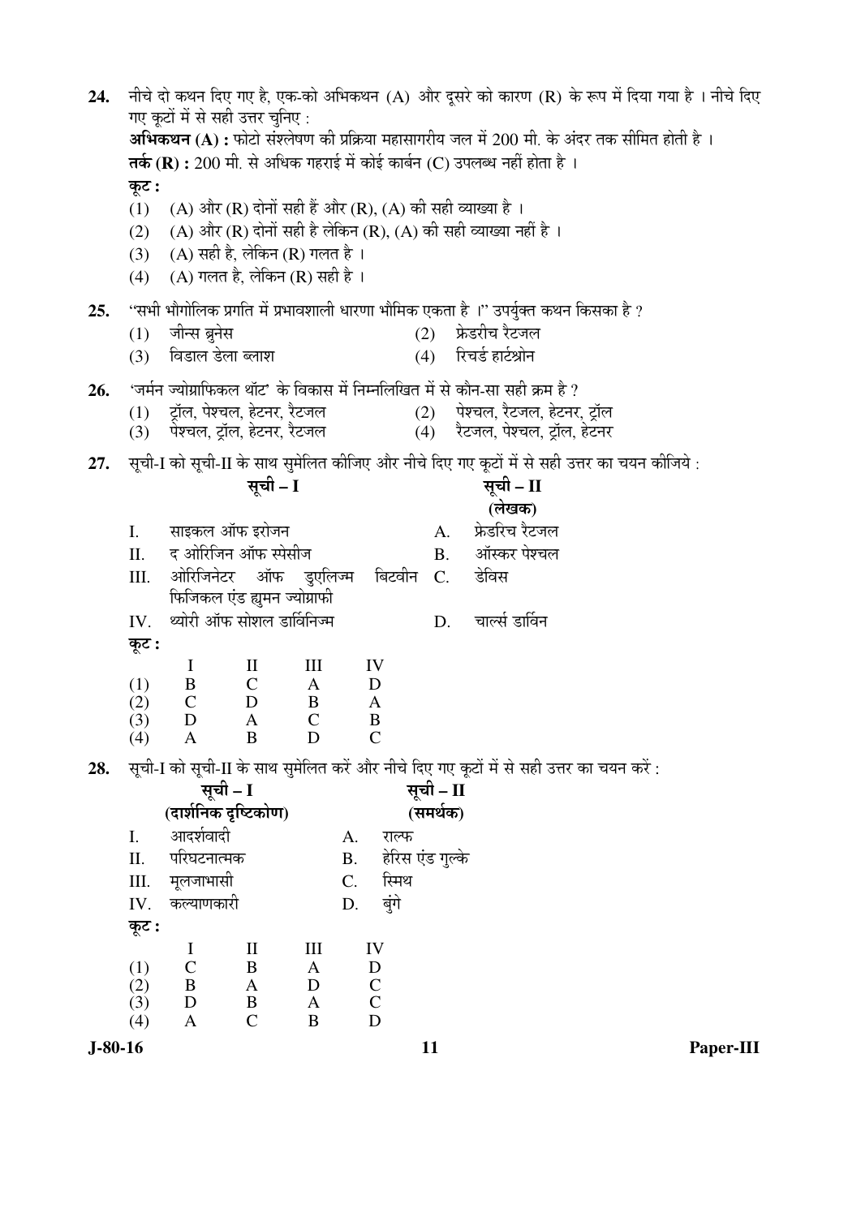**24.** नीचे दो कथन दिए गए है, एक-को अभिकथन (A) और दूसरे को कारण (R) के रूप में दिया गया है । नीचे दिए गए कूटों में से सही उत्तर चुनिए :

**अभिकथन (A) :** फोटो संश्लेषण की प्रक्रिया महासागरीय जल में 200 मी. के अंदर तक सीमित होती है ।

**तर्क (R) :** 200 मी. से अधिक गहराई में कोई कार्बन (C) उपलब्ध नहीं होता है ।

**कूट :**

(1) (A) और (R) दोनों सही हैं और (R), (A) की सही व्याख्या है ।

(2) (A) और (R) दोनों सही है लेकिन (R), (A) की सही व्याख्या नहीं है ।

(3) (A) सही है, लेकिन (R) गलत है ।

(4) (A) गलत है, लेकिन (R) सही है ।

**25.** "सभी भौगोलिक प्रगति में प्रभावशाली धारणा भौमिक एकता है ।" उपर्युक्त कथन किसका है ?

(1) जीन्स ब्रुनेस

(2) फ्रेडरीच रैटजल

(3) विडाल डेला ब्लाश

(4) रिचर्ड हार्टश्रोन

**26.** 'जर्मन ज्योग्राफिकल थॉट' के विकास में निम्नलिखित में से कौन-सा सही क्रम है ?

(1) ट्रॉल, पेश्चल, हेटनर, रैटजल

(2) पेश्चल, रैटजल, हेटनर, ट्रॉल

(3) पेश्चल, ट्रॉल, हेटनर, रैटजल

(4) रैटजल, पेश्चल, ट्रॉल, हेटनर

**27.** सूची-I को सूची-II के साथ सुमेलित कीजिए और नीचे दिए गए कूटों में से सही उत्तर का चयन कीजिये :

| | सूची – I | | सूची – II (लेखक) |
|---|---|---|---|
| I. | साइकल ऑफ इरोजन | A. | फ्रेडरिच रैटजल |
| II. | द ओरिजिन ऑफ स्पेसीज | B. | ऑस्कर पेश्चल |
| III. | ओरिजिनेटर ऑफ डुएलिज्म बिटवीन फिजिकल एंड ह्युमन ज्योग्राफी | C. | डेविस |
| IV. | थ्योरी ऑफ सोशल डार्विनिज्म | D. | चार्ल्स डार्विन |

**कूट :**

| | I | II | III | IV |
|---|---|---|---|---|
| (1) | B | C | A | D |
| (2) | C | D | B | A |
| (3) | D | A | C | B |
| (4) | A | B | D | C |

**28.** सूची-I को सूची-II के साथ सुमेलित करें और नीचे दिए गए कूटों में से सही उत्तर का चयन करें :

| | सूची – I (दार्शनिक दृष्टिकोण) | | सूची – II (समर्थक) |
|---|---|---|---|
| I. | आदर्शवादी | A. | राल्फ |
| II. | परिघटनात्मक | B. | हेरिस एंड गुल्के |
| III. | मूलजाभासी | C. | स्मिथ |
| IV. | कल्याणकारी | D. | बुंगे |

**कूट :**

| | I | II | III | IV |
|---|---|---|---|---|
| (1) | C | B | A | D |
| (2) | B | A | D | C |
| (3) | D | B | A | C |
| (4) | A | C | B | D |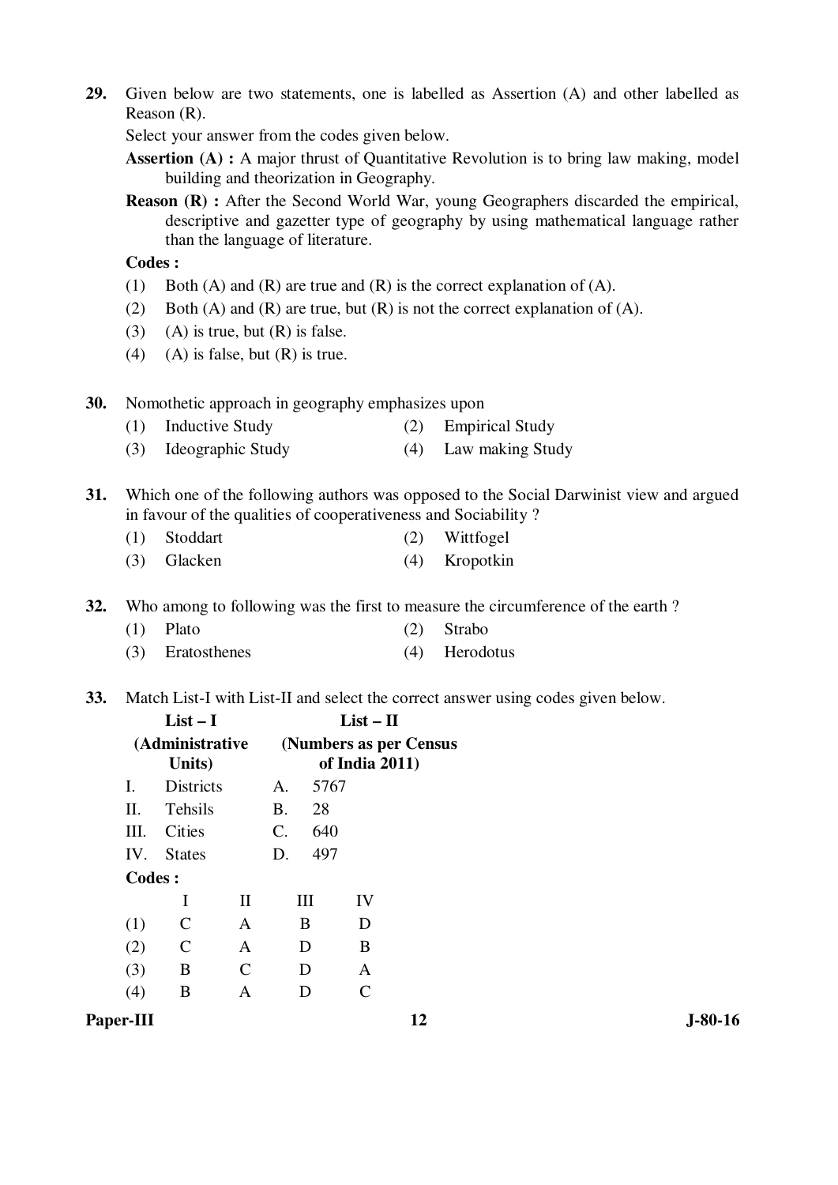29. Given below are two statements, one is labelled as Assertion (A) and other labelled as Reason (R).

Select your answer from the codes given below.

**Assertion (A) :** A major thrust of Quantitative Revolution is to bring law making, model building and theorization in Geography.

**Reason (R) :** After the Second World War, young Geographers discarded the empirical, descriptive and gazetter type of geography by using mathematical language rather than the language of literature.

**Codes :**

(1) Both (A) and (R) are true and (R) is the correct explanation of (A).

(2) Both (A) and (R) are true, but (R) is not the correct explanation of (A).

(3) (A) is true, but (R) is false.

(4) (A) is false, but (R) is true.

30. Nomothetic approach in geography emphasizes upon

(1) Inductive Study
(2) Empirical Study
(3) Ideographic Study
(4) Law making Study

31. Which one of the following authors was opposed to the Social Darwinist view and argued in favour of the qualities of cooperativeness and Sociability ?

(1) Stoddart
(2) Wittfogel
(3) Glacken
(4) Kropotkin

32. Who among to following was the first to measure the circumference of the earth ?

(1) Plato
(2) Strabo
(3) Eratosthenes
(4) Herodotus

33. Match List-I with List-II and select the correct answer using codes given below.

| List – I (Administrative Units) | | List – II (Numbers as per Census of India 2011) | |
|---|---|---|---|
| I. | Districts | A. | 5767 |
| II. | Tehsils | B. | 28 |
| III. | Cities | C. | 640 |
| IV. | States | D. | 497 |

**Codes :**

| | I | II | III | IV |
|---|---|---|---|---|
| (1) | C | A | B | D |
| (2) | C | A | D | B |
| (3) | B | C | D | A |
| (4) | B | A | D | C |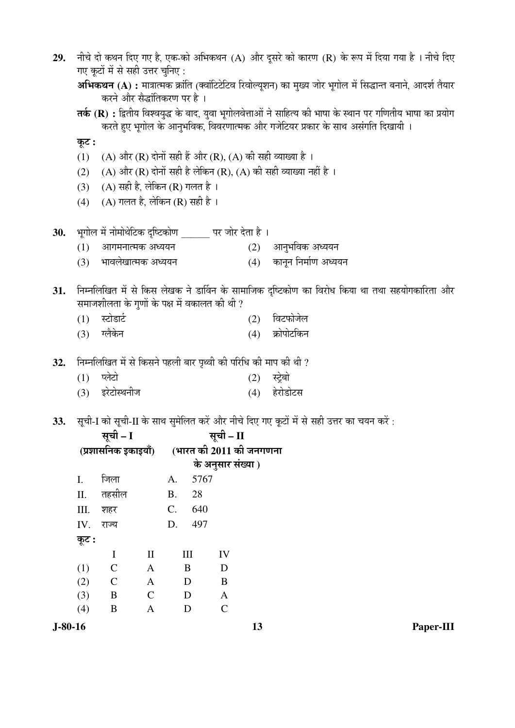**29.** नीचे दो कथन दिए गए है, एक-को अभिकथन (A) और दूसरे को कारण (R) के रूप में दिया गया है । नीचे दिए गए कूटों में से सही उत्तर चुनिए :

**अभिकथन (A) :** मात्रात्मक क्रांति (क्वांटिटेटिव रिवोल्यूशन) का मुख्य जोर भूगोल में सिद्धान्त बनाने, आदर्श तैयार करने और सैद्धांतिकरण पर है ।

**तर्क (R) :** द्वितीय विश्वयुद्ध के बाद, युवा भूगोलवेत्ताओं ने साहित्य की भाषा के स्थान पर गणितीय भाषा का प्रयोग करते हुए भूगोल के आनुभविक, विवरणात्मक और गजेटियर प्रकार के साथ असंगति दिखायी ।

**कूट :**

(1) (A) और (R) दोनों सही हैं और (R), (A) की सही व्याख्या है ।
(2) (A) और (R) दोनों सही है लेकिन (R), (A) की सही व्याख्या नहीं है ।
(3) (A) सही है, लेकिन (R) गलत है ।
(4) (A) गलत है, लेकिन (R) सही है ।

**30.** भूगोल में नोमोथेटिक दृष्टिकोण ______ पर जोर देता है ।

(1) आगमनात्मक अध्ययन
(2) आनुभविक अध्ययन
(3) भावलेखात्मक अध्ययन
(4) कानून निर्माण अध्ययन

**31.** निम्नलिखित में से किस लेखक ने डार्विन के सामाजिक दृष्टिकोण का विरोध किया था तथा सहयोगकारिता और समाजशीलता के गुणों के पक्ष में वकालत की थी ?

(1) स्टोडार्ट
(2) विटफोजेल
(3) ग्लैकेन
(4) क्रोपोटकिन

**32.** निम्नलिखित में से किसने पहली बार पृथ्वी की परिधि की माप की थी ?

(1) प्लेटो
(2) स्ट्रेबो
(3) इरेटोस्थनीज
(4) हेरोडोटस

**33.** सूची-I को सूची-II के साथ सुमेलित करें और नीचे दिए गए कूटों में से सही उत्तर का चयन करें :

| सूची – I (प्रशासनिक इकाइयाँ) | सूची – II (भारत की 2011 की जनगणना के अनुसार संख्या) |
|---|---|
| I. जिला | A. 5767 |
| II. तहसील | B. 28 |
| III. शहर | C. 640 |
| IV. राज्य | D. 497 |

**कूट :**

| | I | II | III | IV |
|---|---|---|---|---|
| (1) | C | A | B | D |
| (2) | C | A | D | B |
| (3) | B | C | D | A |
| (4) | B | A | D | C |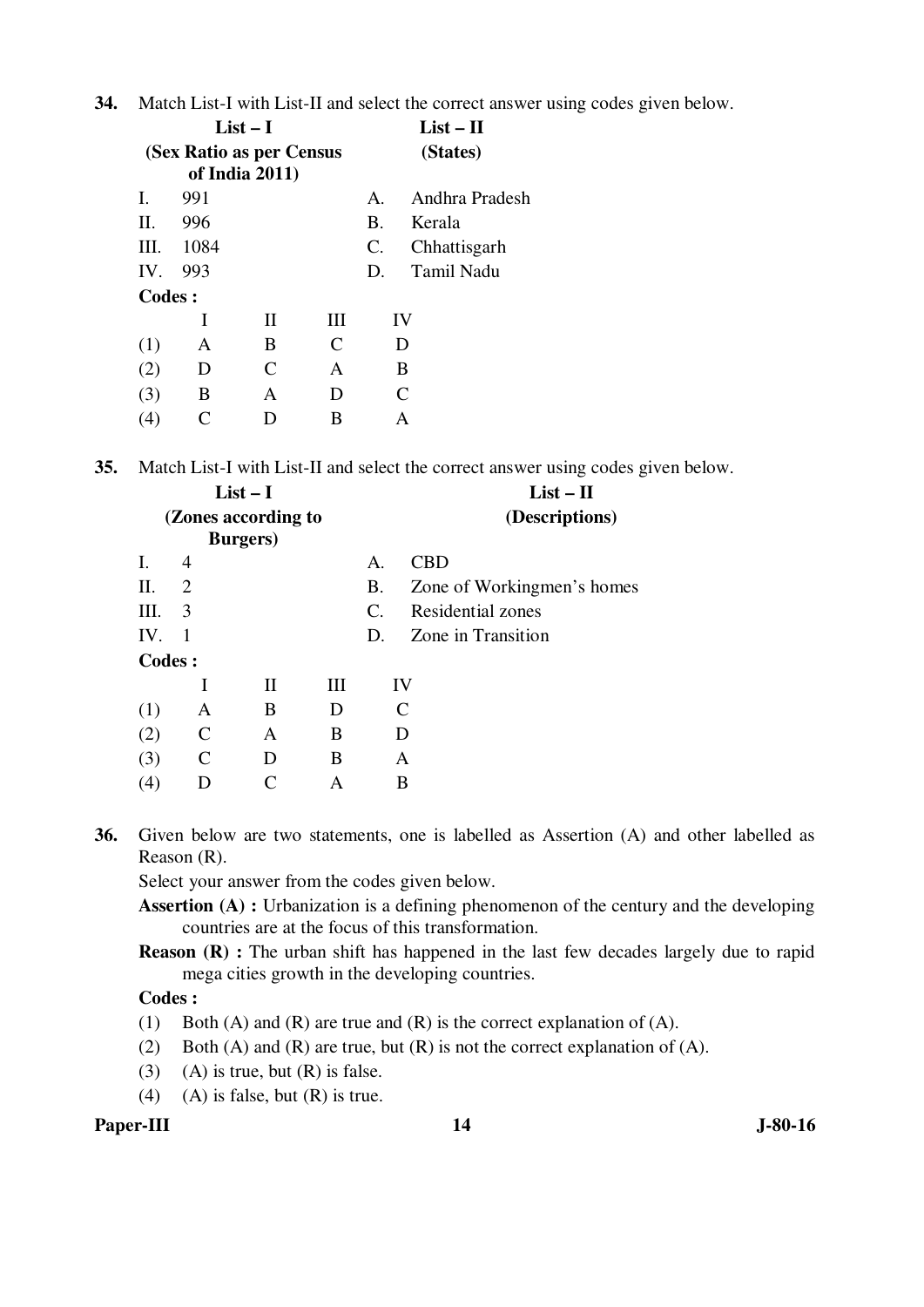**34.** Match List-I with List-II and select the correct answer using codes given below.

| List – I (Sex Ratio as per Census of India 2011) | | List – II (States) | |
|---|---|---|---|
| I. | 991 | A. | Andhra Pradesh |
| II. | 996 | B. | Kerala |
| III. | 1084 | C. | Chhattisgarh |
| IV. | 993 | D. | Tamil Nadu |

**Codes :**

| | I | II | III | IV |
|---|---|---|---|---|
| (1) | A | B | C | D |
| (2) | D | C | A | B |
| (3) | B | A | D | C |
| (4) | C | D | B | A |

**35.** Match List-I with List-II and select the correct answer using codes given below.

| List – I (Zones according to Burgers) | | List – II (Descriptions) | |
|---|---|---|---|
| I. | 4 | A. | CBD |
| II. | 2 | B. | Zone of Workingmen's homes |
| III. | 3 | C. | Residential zones |
| IV. | 1 | D. | Zone in Transition |

**Codes :**

| | I | II | III | IV |
|---|---|---|---|---|
| (1) | A | B | D | C |
| (2) | C | A | B | D |
| (3) | C | D | B | A |
| (4) | D | C | A | B |

**36.** Given below are two statements, one is labelled as Assertion (A) and other labelled as Reason (R).

Select your answer from the codes given below.

**Assertion (A) :** Urbanization is a defining phenomenon of the century and the developing countries are at the focus of this transformation.

**Reason (R) :** The urban shift has happened in the last few decades largely due to rapid mega cities growth in the developing countries.

**Codes :**

(1) Both (A) and (R) are true and (R) is the correct explanation of (A).

(2) Both (A) and (R) are true, but (R) is not the correct explanation of (A).

(3) (A) is true, but (R) is false.

(4) (A) is false, but (R) is true.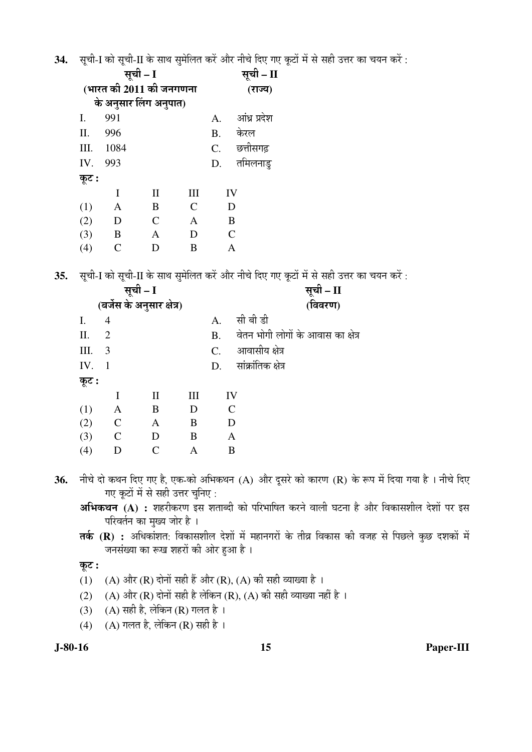**34.** सूची-I को सूची-II के साथ सुमेलित करें और नीचे दिए गए कूटों में से सही उत्तर का चयन करें :

| सूची – I (भारत की 2011 की जनगणना के अनुसार लिंग अनुपात) | | सूची – II (राज्य) | |
|---|---|---|---|
| I. | 991 | A. | आंध्र प्रदेश |
| II. | 996 | B. | केरल |
| III. | 1084 | C. | छत्तीसगढ़ |
| IV. | 993 | D. | तमिलनाडु |

**कूट :**

| | I | II | III | IV |
|---|---|---|---|---|
| (1) | A | B | C | D |
| (2) | D | C | A | B |
| (3) | B | A | D | C |
| (4) | C | D | B | A |

**35.** सूची-I को सूची-II के साथ सुमेलित करें और नीचे दिए गए कूटों में से सही उत्तर का चयन करें :

| सूची – I (बर्जेस के अनुसार क्षेत्र) | | सूची – II (विवरण) | |
|---|---|---|---|
| I. | 4 | A. | सी बी डी |
| II. | 2 | B. | वेतन भोगी लोगों के आवास का क्षेत्र |
| III. | 3 | C. | आवासीय क्षेत्र |
| IV. | 1 | D. | सांक्रांतिक क्षेत्र |

**कूट :**

| | I | II | III | IV |
|---|---|---|---|---|
| (1) | A | B | D | C |
| (2) | C | A | B | D |
| (3) | C | D | B | A |
| (4) | D | C | A | B |

**36.** नीचे दो कथन दिए गए है, एक-को अभिकथन (A) और दूसरे को कारण (R) के रूप में दिया गया है । नीचे दिए गए कूटों में से सही उत्तर चुनिए :

**अभिकथन (A) :** शहरीकरण इस शताब्दी को परिभाषित करने वाली घटना है और विकासशील देशों पर इस परिवर्तन का मुख्य जोर है ।

**तर्क (R) :** अधिकांशत: विकासशील देशों में महानगरों के तीव्र विकास की वजह से पिछले कुछ दशकों में जनसंख्या का रूख शहरों की ओर हुआ है ।

**कूट :**

(1) (A) और (R) दोनों सही हैं और (R), (A) की सही व्याख्या है ।

(2) (A) और (R) दोनों सही है लेकिन (R), (A) की सही व्याख्या नहीं है ।

(3) (A) सही है, लेकिन (R) गलत है ।

(4) (A) गलत है, लेकिन (R) सही है ।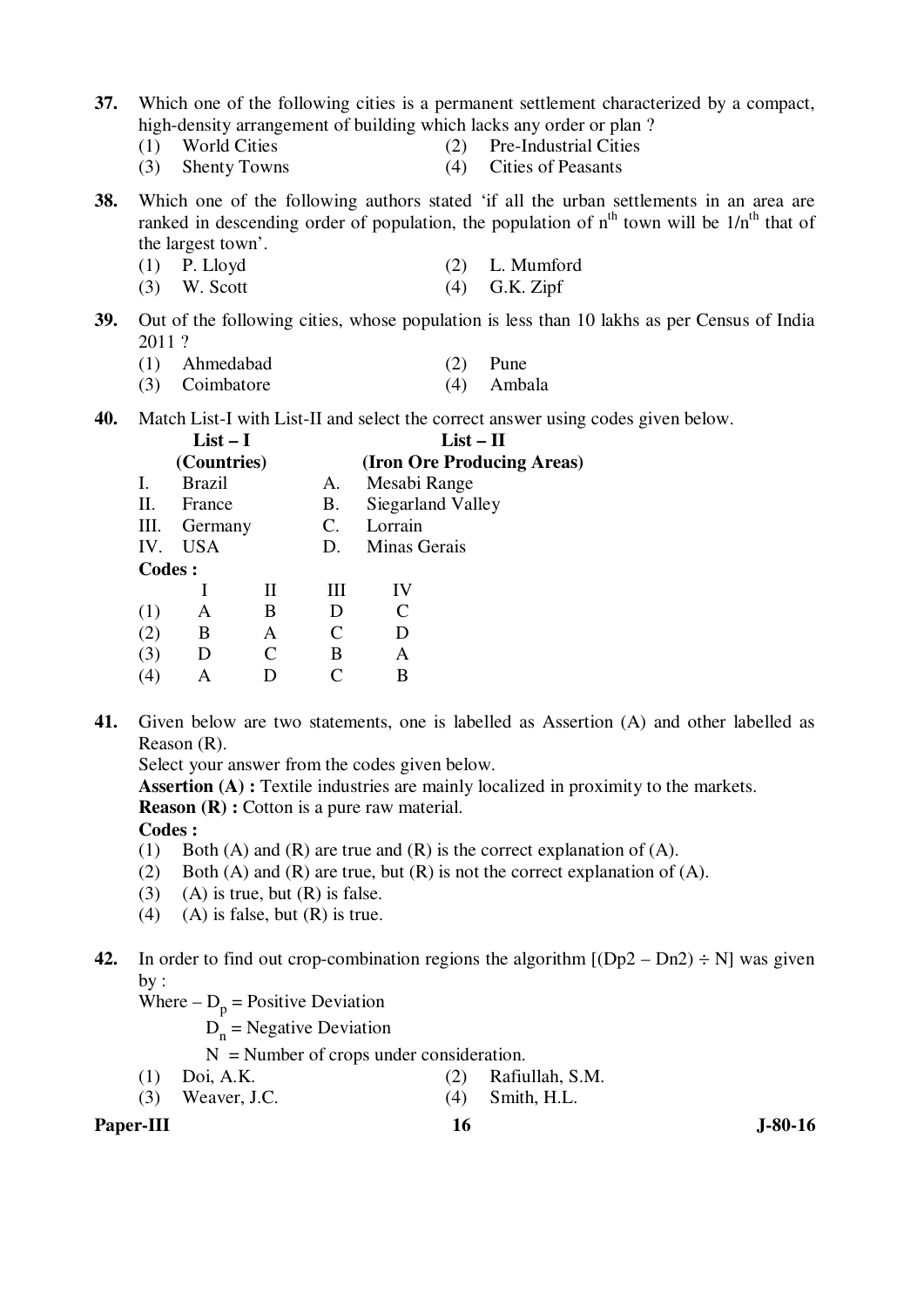**37.** Which one of the following cities is a permanent settlement characterized by a compact, high-density arrangement of building which lacks any order or plan ?

(1) World Cities
(2) Pre-Industrial Cities
(3) Shenty Towns
(4) Cities of Peasants

**38.** Which one of the following authors stated 'if all the urban settlements in an area are ranked in descending order of population, the population of $n^{th}$ town will be $1/n^{th}$ that of the largest town'.

(1) P. Lloyd
(2) L. Mumford
(3) W. Scott
(4) G.K. Zipf

**39.** Out of the following cities, whose population is less than 10 lakhs as per Census of India 2011 ?

(1) Ahmedabad
(2) Pune
(3) Coimbatore
(4) Ambala

**40.** Match List-I with List-II and select the correct answer using codes given below.

| | List – I (Countries) | | List – II (Iron Ore Producing Areas) |
|---|---|---|---|
| I. | Brazil | A. | Mesabi Range |
| II. | France | B. | Siegarland Valley |
| III. | Germany | C. | Lorrain |
| IV. | USA | D. | Minas Gerais |

**Codes :**

| | I | II | III | IV |
|---|---|---|---|---|
| (1) | A | B | D | C |
| (2) | B | A | C | D |
| (3) | D | C | B | A |
| (4) | A | D | C | B |

**41.** Given below are two statements, one is labelled as Assertion (A) and other labelled as Reason (R).

Select your answer from the codes given below.

**Assertion (A) :** Textile industries are mainly localized in proximity to the markets.

**Reason (R) :** Cotton is a pure raw material.

**Codes :**

(1) Both (A) and (R) are true and (R) is the correct explanation of (A).
(2) Both (A) and (R) are true, but (R) is not the correct explanation of (A).
(3) (A) is true, but (R) is false.
(4) (A) is false, but (R) is true.

**42.** In order to find out crop-combination regions the algorithm [(Dp2 – Dn2) ÷ N] was given by :

Where – $D_p$ = Positive Deviation

$D_n$ = Negative Deviation

N = Number of crops under consideration.

(1) Doi, A.K.
(2) Rafiullah, S.M.
(3) Weaver, J.C.
(4) Smith, H.L.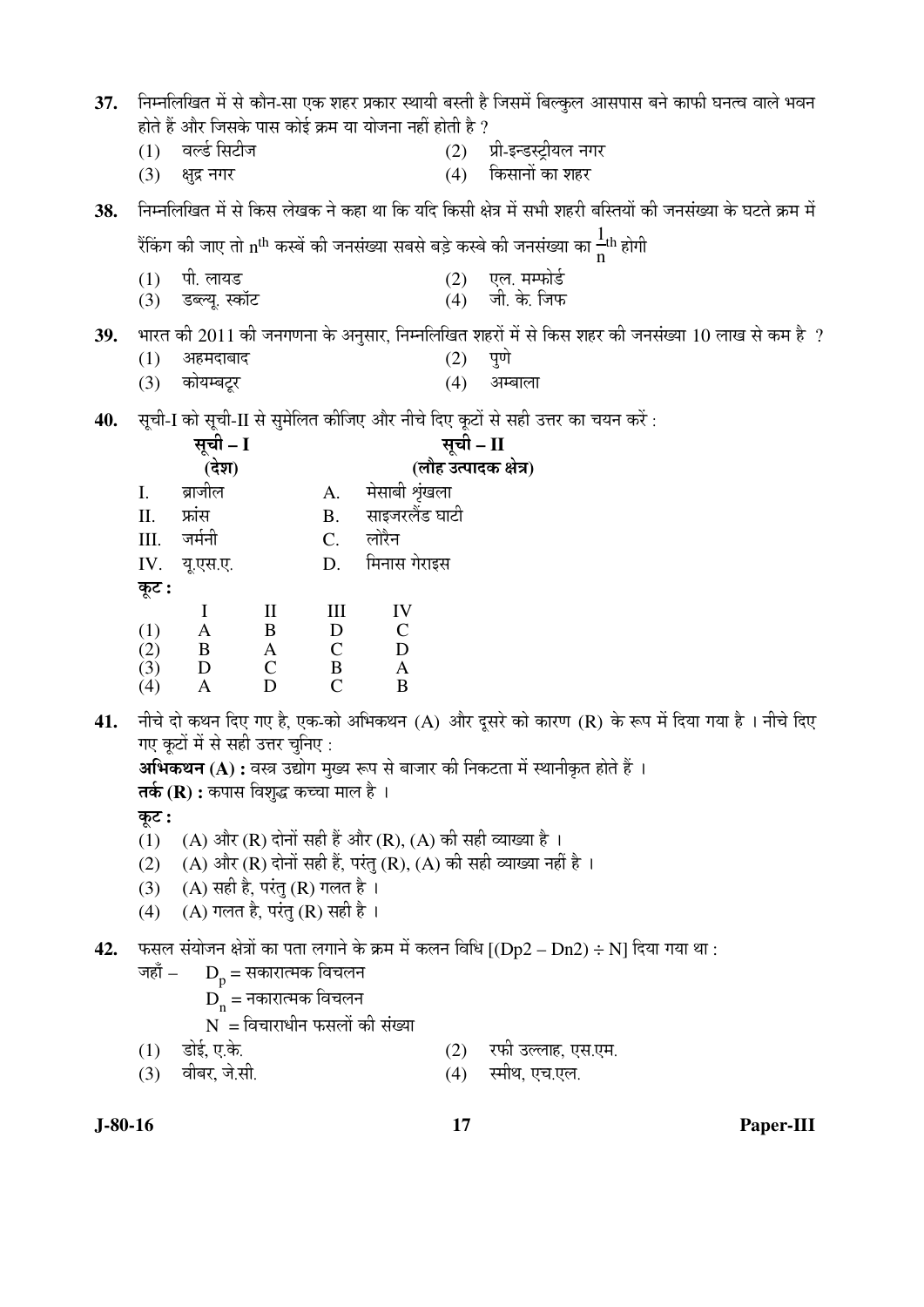**37.** निम्नलिखित में से कौन-सा एक शहर प्रकार स्थायी बस्ती है जिसमें बिल्कुल आसपास बने काफी घनत्व वाले भवन होते हैं और जिसके पास कोई क्रम या योजना नहीं होती है ?

(1) वर्ल्ड सिटीज
(2) प्री-इन्डस्ट्रीयल नगर
(3) क्षुद्र नगर
(4) किसानों का शहर

**38.** निम्नलिखित में से किस लेखक ने कहा था कि यदि किसी क्षेत्र में सभी शहरी बस्तियों की जनसंख्या के घटते क्रम में रैंकिंग की जाए तो $n^{th}$ कस्बें की जनसंख्या सबसे बड़े कस्बे की जनसंख्या का $\frac{1}{n}^{th}$ होगी

(1) पी. लायड
(2) एल. मम्फोर्ड
(3) डब्ल्यू. स्कॉट
(4) जी. के. जिफ

**39.** भारत की 2011 की जनगणना के अनुसार, निम्नलिखित शहरों में से किस शहर की जनसंख्या 10 लाख से कम है ?

(1) अहमदाबाद
(2) पुणे
(3) कोयम्बटूर
(4) अम्बाला

**40.** सूची-I को सूची-II से सुमेलित कीजिए और नीचे दिए गए कूटों से सही उत्तर का चयन करें :

| | **सूची – I** (देश) | | **सूची – II** (लौह उत्पादक क्षेत्र) |
|---|---|---|---|
| I. | ब्राजील | A. | मेसाबी शृंखला |
| II. | फ्रांस | B. | साइजरलैंड घाटी |
| III. | जर्मनी | C. | लोरैन |
| IV. | यू.एस.ए. | D. | मिनास गेराइस |

**कूट :**

| | I | II | III | IV |
|---|---|---|---|---|
| (1) | A | B | D | C |
| (2) | B | A | C | D |
| (3) | D | C | B | A |
| (4) | A | D | C | B |

**41.** नीचे दो कथन दिए गए है, एक-को अभिकथन (A) और दूसरे को कारण (R) के रूप में दिया गया है । नीचे दिए गए कूटों में से सही उत्तर चुनिए :

**अभिकथन (A) :** वस्त्र उद्योग मुख्य रूप से बाजार की निकटता में स्थानीकृत होते हैं ।

**तर्क (R) :** कपास विशुद्ध कच्चा माल है ।

**कूट :**

(1) (A) और (R) दोनों सही हैं और (R), (A) की सही व्याख्या है ।
(2) (A) और (R) दोनों सही हैं, परंतु (R), (A) की सही व्याख्या नहीं है ।
(3) (A) सही है, परंतु (R) गलत है ।
(4) (A) गलत है, परंतु (R) सही है ।

**42.** फसल संयोजन क्षेत्रों का पता लगाने के क्रम में कलन विधि [(Dp2 – Dn2) ÷ N] दिया गया था :

जहाँ – $D_p$ = सकारात्मक विचलन
$D_n$ = नकारात्मक विचलन
N = विचाराधीन फसलों की संख्या

(1) डोई, ए.के.
(2) रफी उल्लाह, एस.एम.
(3) वीबर, जे.सी.
(4) स्मीथ, एच.एल.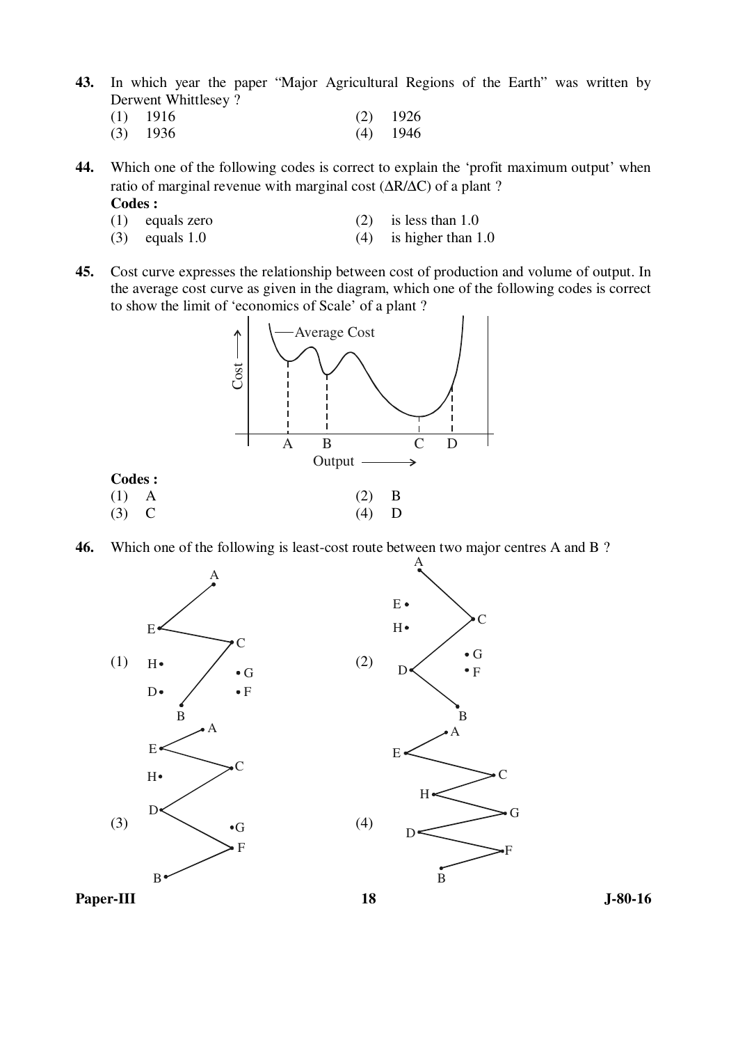**43.** In which year the paper "Major Agricultural Regions of the Earth" was written by Derwent Whittlesey ?

(1) 1916 (2) 1926

(3) 1936 (4) 1946

**44.** Which one of the following codes is correct to explain the 'profit maximum output' when ratio of marginal revenue with marginal cost ($\Delta R/\Delta C$) of a plant ?

**Codes :**

(1) equals zero (2) is less than 1.0

(3) equals 1.0 (4) is higher than 1.0

**45.** Cost curve expresses the relationship between cost of production and volume of output. In the average cost curve as given in the diagram, which one of the following codes is correct to show the limit of 'economics of Scale' of a plant ?

Average Cost

Cost

A B C D

Output

**Codes :**

(1) A (2) B

(3) C (4) D

**46.** Which one of the following is least-cost route between two major centres A and B ?

(1) A, E, C, H, G, D, F, B

(2) A, E, C, H, G, D, F, B

(3) A, E, C, H, D, G, F, B

(4) A, E, C, H, G, D, F, B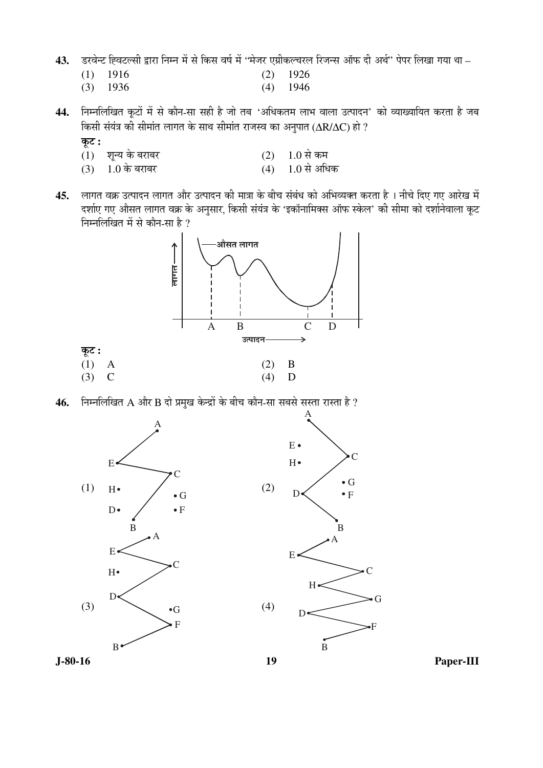**43.** डरवेन्ट ह्विटल्सी द्वारा निम्न में से किस वर्ष में "मेजर एग्रीकल्चरल रिजन्स ऑफ दी अर्थ" पेपर लिखा गया था –

(1) 1916
(2) 1926
(3) 1936
(4) 1946

**44.** निम्नलिखित कूटों में से कौन-सा सही है जो तब 'अधिकतम लाभ वाला उत्पादन' को व्याख्यायित करता है जब किसी संयंत्र की सीमांत लागत के साथ सीमांत राजस्व का अनुपात ($\Delta R/\Delta C$) हो ?

**कूट :**

(1) शून्य के बराबर
(2) 1.0 से कम
(3) 1.0 के बराबर
(4) 1.0 से अधिक

**45.** लागत वक्र उत्पादन लागत और उत्पादन की मात्रा के बीच संबंध को अभिव्यक्त करता है । नीचे दिए गए आरेख में दर्शाए गए औसत लागत वक्र के अनुसार, किसी संयंत्र के 'इकॉनामिक्स ऑफ स्केल' की सीमा को दर्शानेवाला कूट निम्नलिखित में से कौन-सा है ?

औसत लागत

लागत

A B C D

उत्पादन

**कूट :**

(1) A
(2) B
(3) C
(4) D

**46.** निम्नलिखित A और B दो प्रमुख केन्द्रों के बीच कौन-सा सबसे सस्ता रास्ता है ?

(1) A – E – C – B (H, D, G, F)

(2) A – C – D – B (E, H, G, F)

(3) A – E – C – D – F – B (H, G)

(4) A – E – C – H – G – D – F – B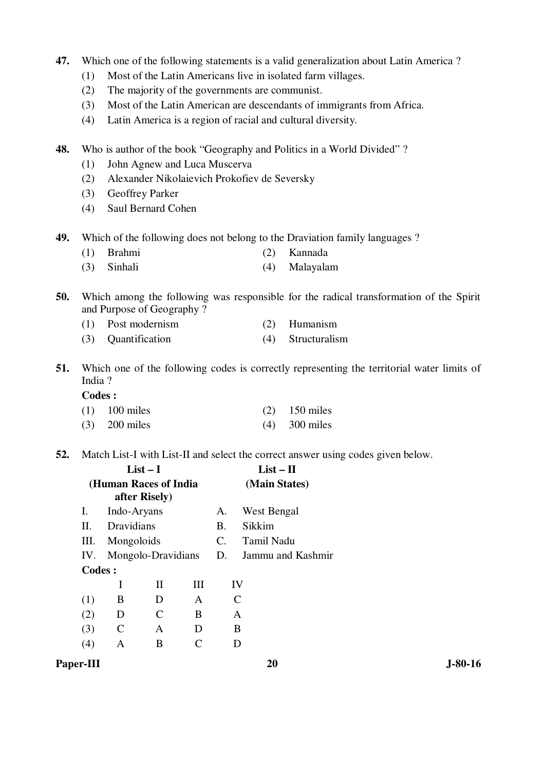**47.** Which one of the following statements is a valid generalization about Latin America ?

(1) Most of the Latin Americans live in isolated farm villages.

(2) The majority of the governments are communist.

(3) Most of the Latin American are descendants of immigrants from Africa.

(4) Latin America is a region of racial and cultural diversity.

**48.** Who is author of the book "Geography and Politics in a World Divided" ?

(1) John Agnew and Luca Muscerva

(2) Alexander Nikolaievich Prokofiev de Seversky

(3) Geoffrey Parker

(4) Saul Bernard Cohen

**49.** Which of the following does not belong to the Draviation family languages ?

(1) Brahmi (2) Kannada

(3) Sinhali (4) Malayalam

**50.** Which among the following was responsible for the radical transformation of the Spirit and Purpose of Geography ?

(1) Post modernism (2) Humanism

(3) Quantification (4) Structuralism

**51.** Which one of the following codes is correctly representing the territorial water limits of India ?

**Codes :**

(1) 100 miles (2) 150 miles

(3) 200 miles (4) 300 miles

**52.** Match List-I with List-II and select the correct answer using codes given below.

| | List – I (Human Races of India after Risely) | | List – II (Main States) |
|---|---|---|---|
| I. | Indo-Aryans | A. | West Bengal |
| II. | Dravidians | B. | Sikkim |
| III. | Mongoloids | C. | Tamil Nadu |
| IV. | Mongolo-Dravidians | D. | Jammu and Kashmir |

**Codes :**

| | I | II | III | IV |
|---|---|---|---|---|
| (1) | B | D | A | C |
| (2) | D | C | B | A |
| (3) | C | A | D | B |
| (4) | A | B | C | D |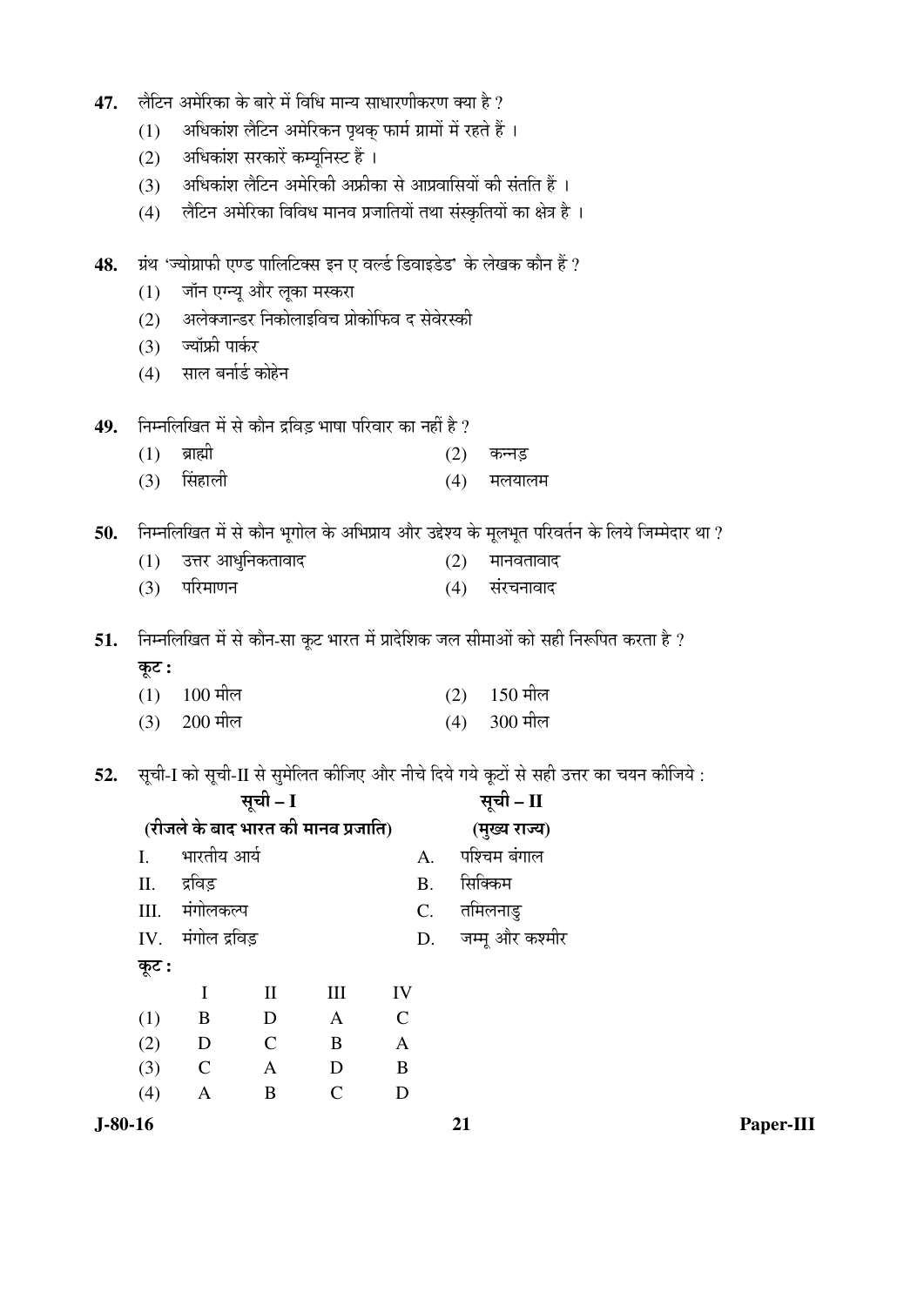**47.** लैटिन अमेरिका के बारे में विधि मान्य साधारणीकरण क्या है ?

(1) अधिकांश लैटिन अमेरिकन पृथक् फार्म ग्रामों में रहते हैं ।

(2) अधिकांश सरकारें कम्यूनिस्ट हैं ।

(3) अधिकांश लैटिन अमेरिकी अफ्रीका से आप्रवासियों की संतति हैं ।

(4) लैटिन अमेरिका विविध मानव प्रजातियों तथा संस्कृतियों का क्षेत्र है ।

**48.** ग्रंथ 'ज्योग्राफी एण्ड पालिटिक्स इन ए वर्ल्ड डिवाइडेड' के लेखक कौन हैं ?

(1) जॉन एग्न्यू और लूका मस्करा

(2) अलेक्जान्डर निकोलाइविच प्रोकोफिव द सेवेरस्की

(3) ज्यॉफ्री पार्कर

(4) साल बर्नार्ड कोहेन

**49.** निम्नलिखित में से कौन द्रविड़ भाषा परिवार का नहीं है ?

(1) ब्राह्मी

(2) कन्नड़

(3) सिंहाली

(4) मलयालम

**50.** निम्नलिखित में से कौन भूगोल के अभिप्राय और उद्देश्य के मूलभूत परिवर्तन के लिये जिम्मेदार था ?

(1) उत्तर आधुनिकतावाद

(2) मानवतावाद

(3) परिमाणन

(4) संरचनावाद

**51.** निम्नलिखित में से कौन-सा कूट भारत में प्रादेशिक जल सीमाओं को सही निरूपित करता है ?

**कूट :**

(1) 100 मील

(2) 150 मील

(3) 200 मील

(4) 300 मील

**52.** सूची-I को सूची-II से सुमेलित कीजिए और नीचे दिये गये कूटों से सही उत्तर का चयन कीजिये :

| **सूची – I** (रीजले के बाद भारत की मानव प्रजाति) | **सूची – II** (मुख्य राज्य) |
|---|---|
| I. भारतीय आर्य | A. पश्चिम बंगाल |
| II. द्रविड़ | B. सिक्किम |
| III. मंगोलकल्प | C. तमिलनाडु |
| IV. मंगोल द्रविड़ | D. जम्मू और कश्मीर |

**कूट :**

| | I | II | III | IV |
|---|---|---|---|---|
| (1) | B | D | A | C |
| (2) | D | C | B | A |
| (3) | C | A | D | B |
| (4) | A | B | C | D |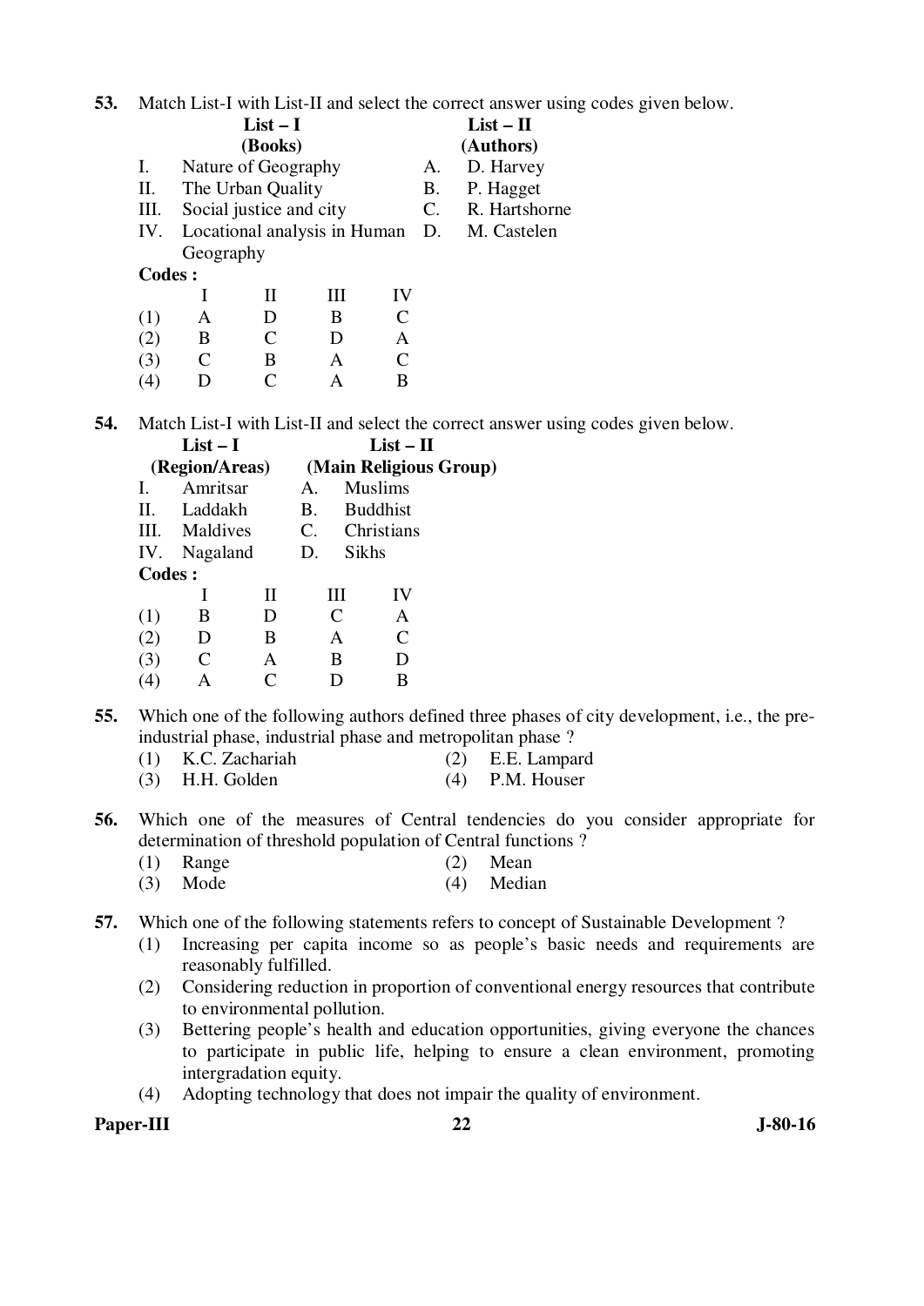**53.** Match List-I with List-II and select the correct answer using codes given below.

| | List – I (Books) | | List – II (Authors) |
|---|---|---|---|
| I. | Nature of Geography | A. | D. Harvey |
| II. | The Urban Quality | B. | P. Hagget |
| III. | Social justice and city | C. | R. Hartshorne |
| IV. | Locational analysis in Human Geography | D. | M. Castelen |

**Codes :**

| | I | II | III | IV |
|---|---|---|---|---|
| (1) | A | D | B | C |
| (2) | B | C | D | A |
| (3) | C | B | A | C |
| (4) | D | C | A | B |

**54.** Match List-I with List-II and select the correct answer using codes given below.

| | List – I (Region/Areas) | | List – II (Main Religious Group) |
|---|---|---|---|
| I. | Amritsar | A. | Muslims |
| II. | Laddakh | B. | Buddhist |
| III. | Maldives | C. | Christians |
| IV. | Nagaland | D. | Sikhs |

**Codes :**

| | I | II | III | IV |
|---|---|---|---|---|
| (1) | B | D | C | A |
| (2) | D | B | A | C |
| (3) | C | A | B | D |
| (4) | A | C | D | B |

**55.** Which one of the following authors defined three phases of city development, i.e., the pre-industrial phase, industrial phase and metropolitan phase ?

(1) K.C. Zachariah
(2) E.E. Lampard
(3) H.H. Golden
(4) P.M. Houser

**56.** Which one of the measures of Central tendencies do you consider appropriate for determination of threshold population of Central functions ?

(1) Range
(2) Mean
(3) Mode
(4) Median

**57.** Which one of the following statements refers to concept of Sustainable Development ?

(1) Increasing per capita income so as people's basic needs and requirements are reasonably fulfilled.
(2) Considering reduction in proportion of conventional energy resources that contribute to environmental pollution.
(3) Bettering people's health and education opportunities, giving everyone the chances to participate in public life, helping to ensure a clean environment, promoting intergradation equity.
(4) Adopting technology that does not impair the quality of environment.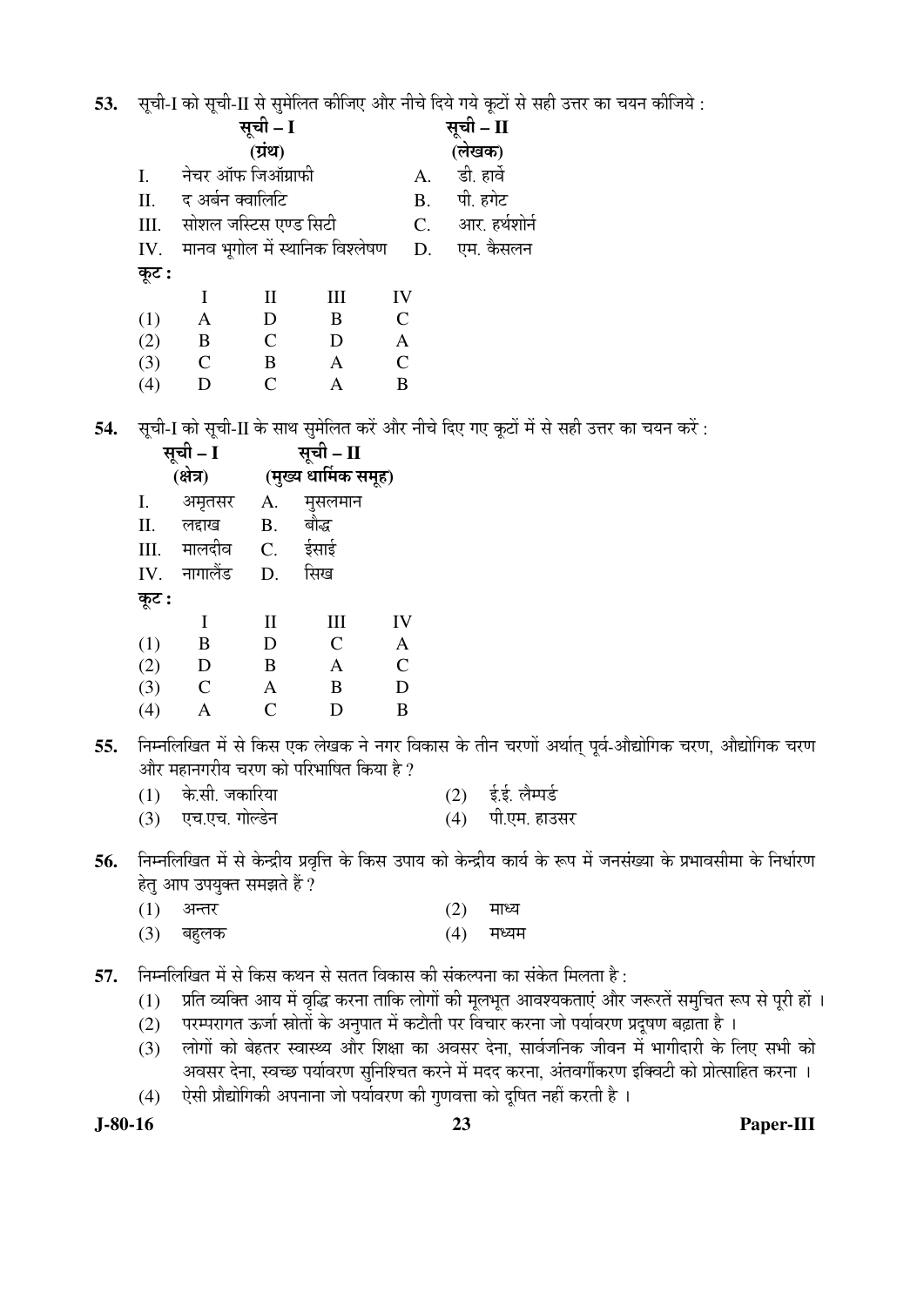53. सूची-I को सूची-II से सुमेलित कीजिए और नीचे दिये गये कूटों से सही उत्तर का चयन कीजिये :

| | सूची – I (ग्रंथ) | | सूची – II (लेखक) |
|---|---|---|---|
| I. | नेचर ऑफ जिऑग्राफी | A. | डी. हार्वे |
| II. | द अर्बन क्वालिटि | B. | पी. हगेट |
| III. | सोशल जस्टिस एण्ड सिटी | C. | आर. हर्थशोर्न |
| IV. | मानव भूगोल में स्थानिक विश्लेषण | D. | एम. कैसलन |

**कूट :**

| | I | II | III | IV |
|---|---|---|---|---|
| (1) | A | D | B | C |
| (2) | B | C | D | A |
| (3) | C | B | A | C |
| (4) | D | C | A | B |

54. सूची-I को सूची-II के साथ सुमेलित करें और नीचे दिए गए कूटों में से सही उत्तर का चयन करें :

| | सूची – I (क्षेत्र) | | सूची – II (मुख्य धार्मिक समूह) |
|---|---|---|---|
| I. | अमृतसर | A. | मुसलमान |
| II. | लद्दाख | B. | बौद्ध |
| III. | मालदीव | C. | ईसाई |
| IV. | नागालैंड | D. | सिख |

**कूट :**

| | I | II | III | IV |
|---|---|---|---|---|
| (1) | B | D | C | A |
| (2) | D | B | A | C |
| (3) | C | A | B | D |
| (4) | A | C | D | B |

55. निम्नलिखित में से किस एक लेखक ने नगर विकास के तीन चरणों अर्थात् पूर्व-औद्योगिक चरण, औद्योगिक चरण और महानगरीय चरण को परिभाषित किया है ?

(1) के.सी. जकारिया
(2) ई.ई. लैम्पर्ड
(3) एच.एच. गोल्डेन
(4) पी.एम. हाउसर

56. निम्नलिखित में से केन्द्रीय प्रवृत्ति के किस उपाय को केन्द्रीय कार्य के रूप में जनसंख्या के प्रभावसीमा के निर्धारण हेतु आप उपयुक्त समझते हैं ?

(1) अन्तर
(2) माध्य
(3) बहुलक
(4) मध्यम

57. निम्नलिखित में से किस कथन से सतत विकास की संकल्पना का संकेत मिलता है :

(1) प्रति व्यक्ति आय में वृद्धि करना ताकि लोगों की मूलभूत आवश्यकताएं और जरूरतें समुचित रूप से पूरी हों ।
(2) परम्परागत ऊर्जा स्रोतों के अनुपात में कटौती पर विचार करना जो पर्यावरण प्रदूषण बढ़ाता है ।
(3) लोगों को बेहतर स्वास्थ्य और शिक्षा का अवसर देना, सार्वजनिक जीवन में भागीदारी के लिए सभी को अवसर देना, स्वच्छ पर्यावरण सुनिश्चित करने में मदद करना, अंतवर्गीकरण इक्विटी को प्रोत्साहित करना ।
(4) ऐसी प्रौद्योगिकी अपनाना जो पर्यावरण की गुणवत्ता को दूषित नहीं करती है ।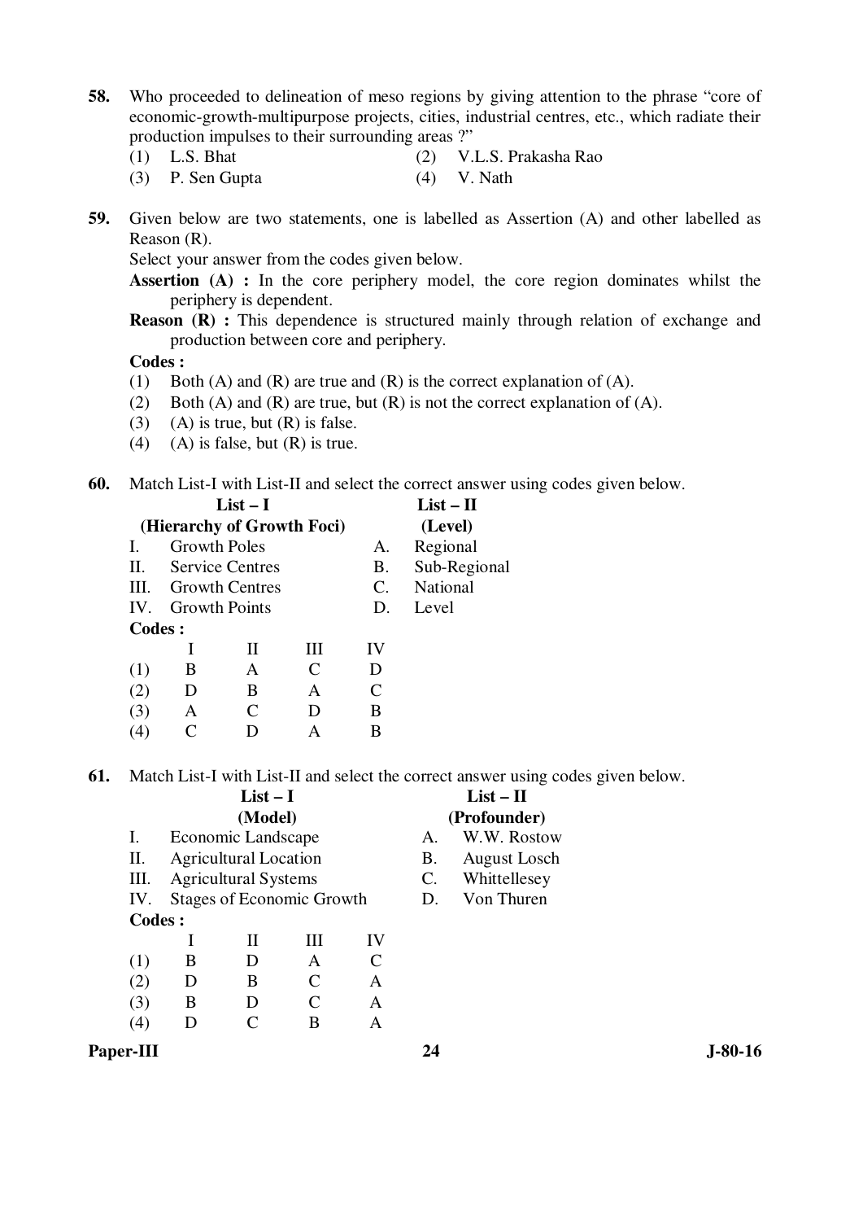**58.** Who proceeded to delineation of meso regions by giving attention to the phrase "core of economic-growth-multipurpose projects, cities, industrial centres, etc., which radiate their production impulses to their surrounding areas ?"

(1) L.S. Bhat  (2) V.L.S. Prakasha Rao
(3) P. Sen Gupta  (4) V. Nath

**59.** Given below are two statements, one is labelled as Assertion (A) and other labelled as Reason (R).
Select your answer from the codes given below.

**Assertion (A) :** In the core periphery model, the core region dominates whilst the periphery is dependent.

**Reason (R) :** This dependence is structured mainly through relation of exchange and production between core and periphery.

**Codes :**
(1) Both (A) and (R) are true and (R) is the correct explanation of (A).
(2) Both (A) and (R) are true, but (R) is not the correct explanation of (A).
(3) (A) is true, but (R) is false.
(4) (A) is false, but (R) is true.

**60.** Match List-I with List-II and select the correct answer using codes given below.

| **List – I (Hierarchy of Growth Foci)** | **List – II (Level)** |
|---|---|
| I. Growth Poles | A. Regional |
| II. Service Centres | B. Sub-Regional |
| III. Growth Centres | C. National |
| IV. Growth Points | D. Level |

**Codes :**

| | I | II | III | IV |
|---|---|---|---|---|
| (1) | B | A | C | D |
| (2) | D | B | A | C |
| (3) | A | C | D | B |
| (4) | C | D | A | B |

**61.** Match List-I with List-II and select the correct answer using codes given below.

| **List – I (Model)** | **List – II (Profounder)** |
|---|---|
| I. Economic Landscape | A. W.W. Rostow |
| II. Agricultural Location | B. August Losch |
| III. Agricultural Systems | C. Whittellesey |
| IV. Stages of Economic Growth | D. Von Thuren |

**Codes :**

| | I | II | III | IV |
|---|---|---|---|---|
| (1) | B | D | A | C |
| (2) | D | B | C | A |
| (3) | B | D | C | A |
| (4) | D | C | B | A |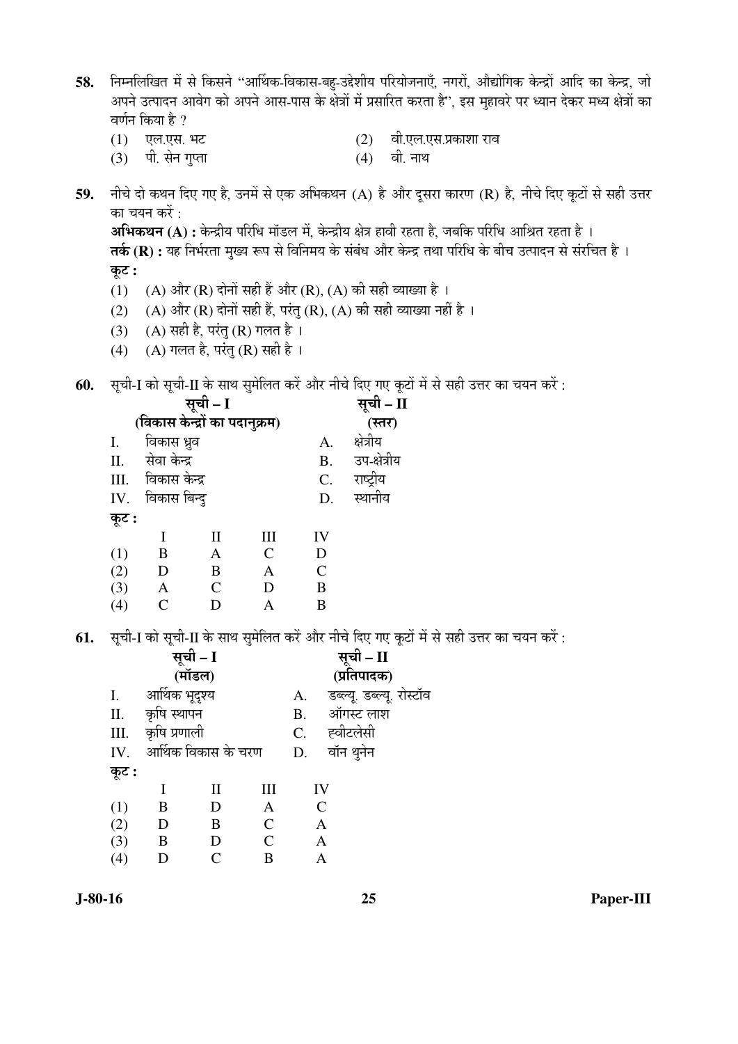58. निम्नलिखित में से किसने "आर्थिक-विकास-बहु-उद्देशीय परियोजनाएँ, नगरों, औद्योगिक केन्द्रों आदि का केन्द्र, जो अपने उत्पादन आवेग को अपने आस-पास के क्षेत्रों में प्रसारित करता है", इस मुहावरे पर ध्यान देकर मध्य क्षेत्रों का वर्णन किया है ?

(1) एल.एस. भट
(2) वी.एल.एस.प्रकाशा राव
(3) पी. सेन गुप्ता
(4) वी. नाथ

59. नीचे दो कथन दिए गए है, उनमें से एक अभिकथन (A) है और दूसरा कारण (R) है, नीचे दिए कूटों से सही उत्तर का चयन करें :

**अभिकथन (A) :** केन्द्रीय परिधि मॉडल में, केन्द्रीय क्षेत्र हावी रहता है, जबकि परिधि आश्रित रहता है ।

**तर्क (R) :** यह निर्भरता मुख्य रूप से विनिमय के संबंध और केन्द्र तथा परिधि के बीच उत्पादन से संरचित है ।

**कूट :**

(1) (A) और (R) दोनों सही हैं और (R), (A) की सही व्याख्या है ।
(2) (A) और (R) दोनों सही हैं, परंतु (R), (A) की सही व्याख्या नहीं है ।
(3) (A) सही है, परंतु (R) गलत है ।
(4) (A) गलत है, परंतु (R) सही है ।

60. सूची-I को सूची-II के साथ सुमेलित करें और नीचे दिए गए कूटों में से सही उत्तर का चयन करें :

| | सूची – I (विकास केन्द्रों का पदानुक्रम) | | सूची – II (स्तर) |
|---|---|---|---|
| I. | विकास ध्रुव | A. | क्षेत्रीय |
| II. | सेवा केन्द्र | B. | उप-क्षेत्रीय |
| III. | विकास केन्द्र | C. | राष्ट्रीय |
| IV. | विकास बिन्दु | D. | स्थानीय |

**कूट :**

| | I | II | III | IV |
|---|---|---|---|---|
| (1) | B | A | C | D |
| (2) | D | B | A | C |
| (3) | A | C | D | B |
| (4) | C | D | A | B |

61. सूची-I को सूची-II के साथ सुमेलित करें और नीचे दिए गए कूटों में से सही उत्तर का चयन करें :

| | सूची – I (मॉडल) | | सूची – II (प्रतिपादक) |
|---|---|---|---|
| I. | आर्थिक भूदृश्य | A. | डब्ल्यू. डब्ल्यू. रोस्टॉव |
| II. | कृषि स्थापन | B. | ऑगस्ट लाश |
| III. | कृषि प्रणाली | C. | ह्वीटलेसी |
| IV. | आर्थिक विकास के चरण | D. | वॉन थुनेन |

**कूट :**

| | I | II | III | IV |
|---|---|---|---|---|
| (1) | B | D | A | C |
| (2) | D | B | C | A |
| (3) | B | D | C | A |
| (4) | D | C | B | A |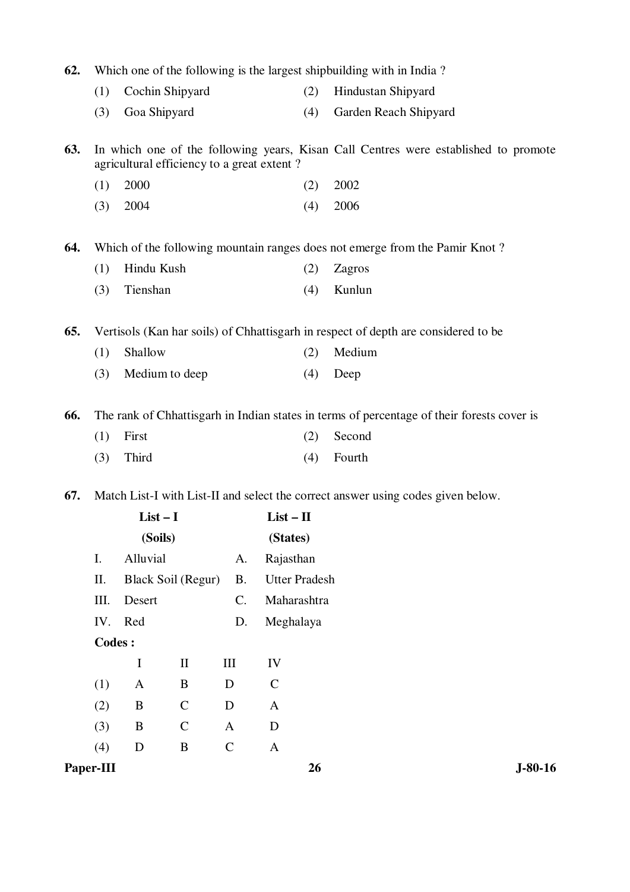62. Which one of the following is the largest shipbuilding with in India ?

(1) Cochin Shipyard (2) Hindustan Shipyard

(3) Goa Shipyard (4) Garden Reach Shipyard

63. In which one of the following years, Kisan Call Centres were established to promote agricultural efficiency to a great extent ?

(1) 2000 (2) 2002

(3) 2004 (4) 2006

64. Which of the following mountain ranges does not emerge from the Pamir Knot ?

(1) Hindu Kush (2) Zagros

(3) Tienshan (4) Kunlun

65. Vertisols (Kan har soils) of Chhattisgarh in respect of depth are considered to be

(1) Shallow (2) Medium

(3) Medium to deep (4) Deep

66. The rank of Chhattisgarh in Indian states in terms of percentage of their forests cover is

(1) First (2) Second

(3) Third (4) Fourth

67. Match List-I with List-II and select the correct answer using codes given below.

| | List – I (Soils) | | List – II (States) |
|---|---|---|---|
| I. | Alluvial | A. | Rajasthan |
| II. | Black Soil (Regur) | B. | Utter Pradesh |
| III. | Desert | C. | Maharashtra |
| IV. | Red | D. | Meghalaya |

**Codes :**

| | I | II | III | IV |
|---|---|---|---|---|
| (1) | A | B | D | C |
| (2) | B | C | D | A |
| (3) | B | C | A | D |
| (4) | D | B | C | A |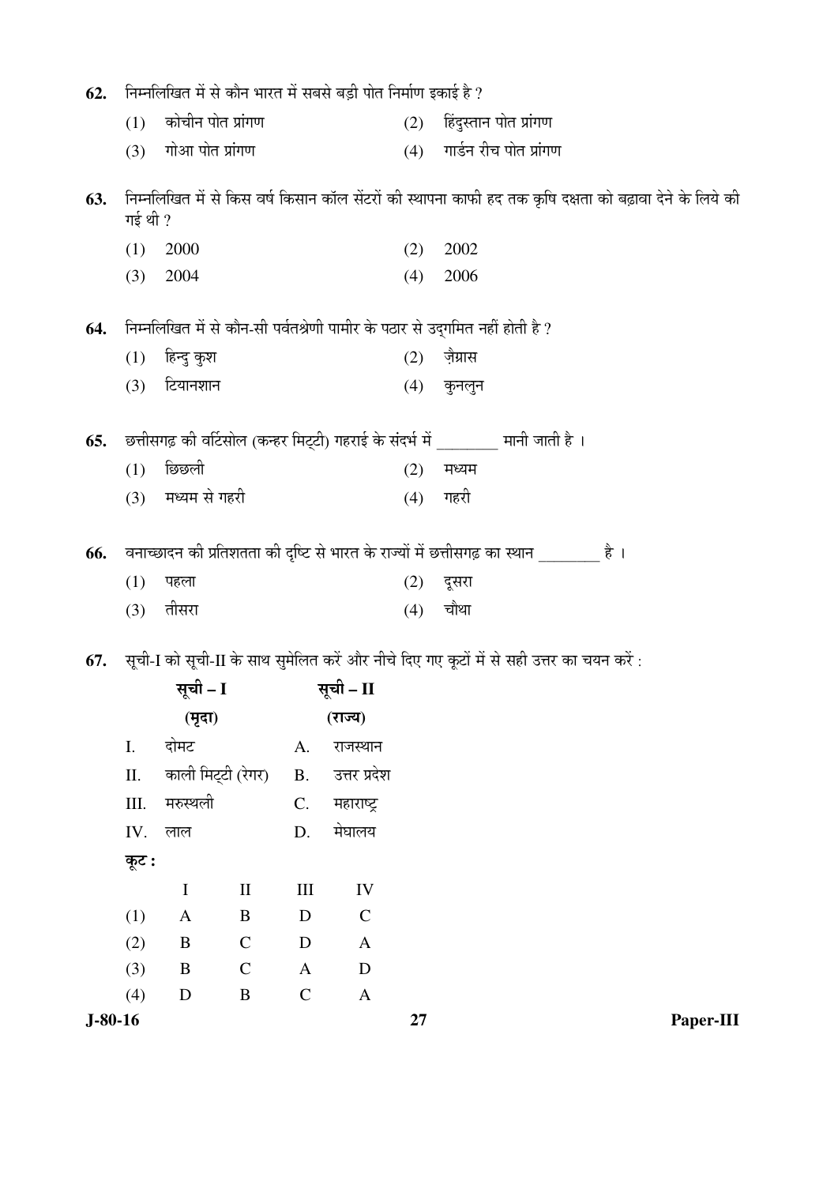62. निम्नलिखित में से कौन भारत में सबसे बड़ी पोत निर्माण इकाई है ?

(1) कोचीन पोत प्रांगण (2) हिंदुस्तान पोत प्रांगण

(3) गोआ पोत प्रांगण (4) गार्डन रीच पोत प्रांगण

63. निम्नलिखित में से किस वर्ष किसान कॉल सेंटरों की स्थापना काफी हद तक कृषि दक्षता को बढ़ावा देने के लिये की गई थी ?

(1) 2000 (2) 2002

(3) 2004 (4) 2006

64. निम्नलिखित में से कौन-सी पर्वतश्रेणी पामीर के पठार से उद्गमित नहीं होती है ?

(1) हिन्दु कुश (2) ज़ैग्रास

(3) टियानशान (4) कुनलुन

65. छत्तीसगढ़ की वर्टिसोल (कन्हर मिट्टी) गहराई के संदर्भ में ________ मानी जाती है ।

(1) छिछली (2) मध्यम

(3) मध्यम से गहरी (4) गहरी

66. वनाच्छादन की प्रतिशतता की दृष्टि से भारत के राज्यों में छत्तीसगढ़ का स्थान ________ है ।

(1) पहला (2) दूसरा

(3) तीसरा (4) चौथा

67. सूची-I को सूची-II के साथ सुमेलित करें और नीचे दिए गए कूटों में से सही उत्तर का चयन करें :

| | सूची – I (मृदा) | | सूची – II (राज्य) |
|---|---|---|---|
| I. | दोमट | A. | राजस्थान |
| II. | काली मिट्टी (रेगर) | B. | उत्तर प्रदेश |
| III. | मरुस्थली | C. | महाराष्ट्र |
| IV. | लाल | D. | मेघालय |

**कूट :**

| | I | II | III | IV |
|---|---|---|---|---|
| (1) | A | B | D | C |
| (2) | B | C | D | A |
| (3) | B | C | A | D |
| (4) | D | B | C | A |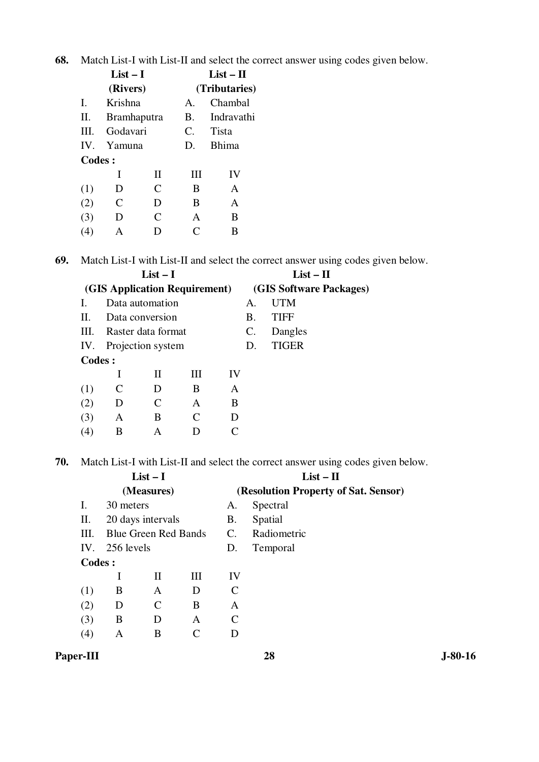68. Match List-I with List-II and select the correct answer using codes given below.

| | List – I (Rivers) | | List – II (Tributaries) |
|---|---|---|---|
| I. | Krishna | A. | Chambal |
| II. | Bramhaputra | B. | Indravathi |
| III. | Godavari | C. | Tista |
| IV. | Yamuna | D. | Bhima |

**Codes :**

| | I | II | III | IV |
|---|---|---|---|---|
| (1) | D | C | B | A |
| (2) | C | D | B | A |
| (3) | D | C | A | B |
| (4) | A | D | C | B |

69. Match List-I with List-II and select the correct answer using codes given below.

| | List – I (GIS Application Requirement) | | List – II (GIS Software Packages) |
|---|---|---|---|
| I. | Data automation | A. | UTM |
| II. | Data conversion | B. | TIFF |
| III. | Raster data format | C. | Dangles |
| IV. | Projection system | D. | TIGER |

**Codes :**

| | I | II | III | IV |
|---|---|---|---|---|
| (1) | C | D | B | A |
| (2) | D | C | A | B |
| (3) | A | B | C | D |
| (4) | B | A | D | C |

70. Match List-I with List-II and select the correct answer using codes given below.

| | List – I (Measures) | | List – II (Resolution Property of Sat. Sensor) |
|---|---|---|---|
| I. | 30 meters | A. | Spectral |
| II. | 20 days intervals | B. | Spatial |
| III. | Blue Green Red Bands | C. | Radiometric |
| IV. | 256 levels | D. | Temporal |

**Codes :**

| | I | II | III | IV |
|---|---|---|---|---|
| (1) | B | A | D | C |
| (2) | D | C | B | A |
| (3) | B | D | A | C |
| (4) | A | B | C | D |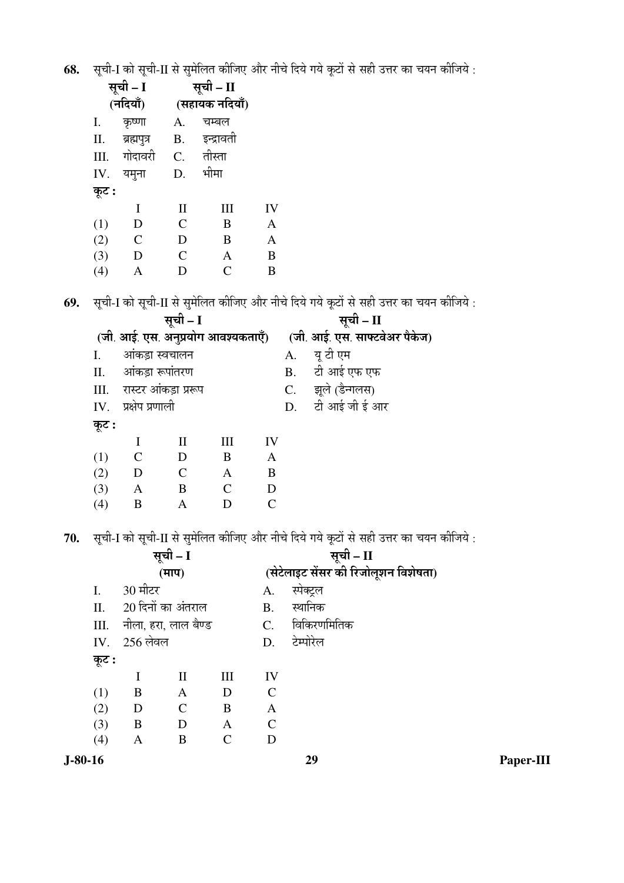**68.** सूची-I को सूची-II से सुमेलित कीजिए और नीचे दिये गये कूटों से सही उत्तर का चयन कीजिये :

| | सूची – I (नदियाँ) | | सूची – II (सहायक नदियाँ) |
|---|---|---|---|
| I. | कृष्णा | A. | चम्बल |
| II. | ब्रह्मपुत्र | B. | इन्द्रावती |
| III. | गोदावरी | C. | तीस्ता |
| IV. | यमुना | D. | भीमा |

**कूट :**

| | I | II | III | IV |
|---|---|---|---|---|
| (1) | D | C | B | A |
| (2) | C | D | B | A |
| (3) | D | C | A | B |
| (4) | A | D | C | B |

**69.** सूची-I को सूची-II से सुमेलित कीजिए और नीचे दिये गये कूटों से सही उत्तर का चयन कीजिये :

| | सूची – I (जी. आई. एस. अनुप्रयोग आवश्यकताएँ) | | सूची – II (जी. आई. एस. साफ्टवेअर पैकेज) |
|---|---|---|---|
| I. | आंकड़ा स्वचालन | A. | यू टी एम |
| II. | आंकड़ा रूपांतरण | B. | टी आई एफ एफ |
| III. | रास्टर आंकड़ा प्ररूप | C. | झूले (डैन्गलस) |
| IV. | प्रक्षेप प्रणाली | D. | टी आई जी ई आर |

**कूट :**

| | I | II | III | IV |
|---|---|---|---|---|
| (1) | C | D | B | A |
| (2) | D | C | A | B |
| (3) | A | B | C | D |
| (4) | B | A | D | C |

**70.** सूची-I को सूची-II से सुमेलित कीजिए और नीचे दिये गये कूटों से सही उत्तर का चयन कीजिये :

| | सूची – I (माप) | | सूची – II (सेटेलाइट सेंसर की रिजोलूशन विशेषता) |
|---|---|---|---|
| I. | 30 मीटर | A. | स्पेक्ट्रल |
| II. | 20 दिनों का अंतराल | B. | स्थानिक |
| III. | नीला, हरा, लाल बैण्ड | C. | विकिरणमितिक |
| IV. | 256 लेवल | D. | टेम्पोरेल |

**कूट :**

| | I | II | III | IV |
|---|---|---|---|---|
| (1) | B | A | D | C |
| (2) | D | C | B | A |
| (3) | B | D | A | C |
| (4) | A | B | C | D |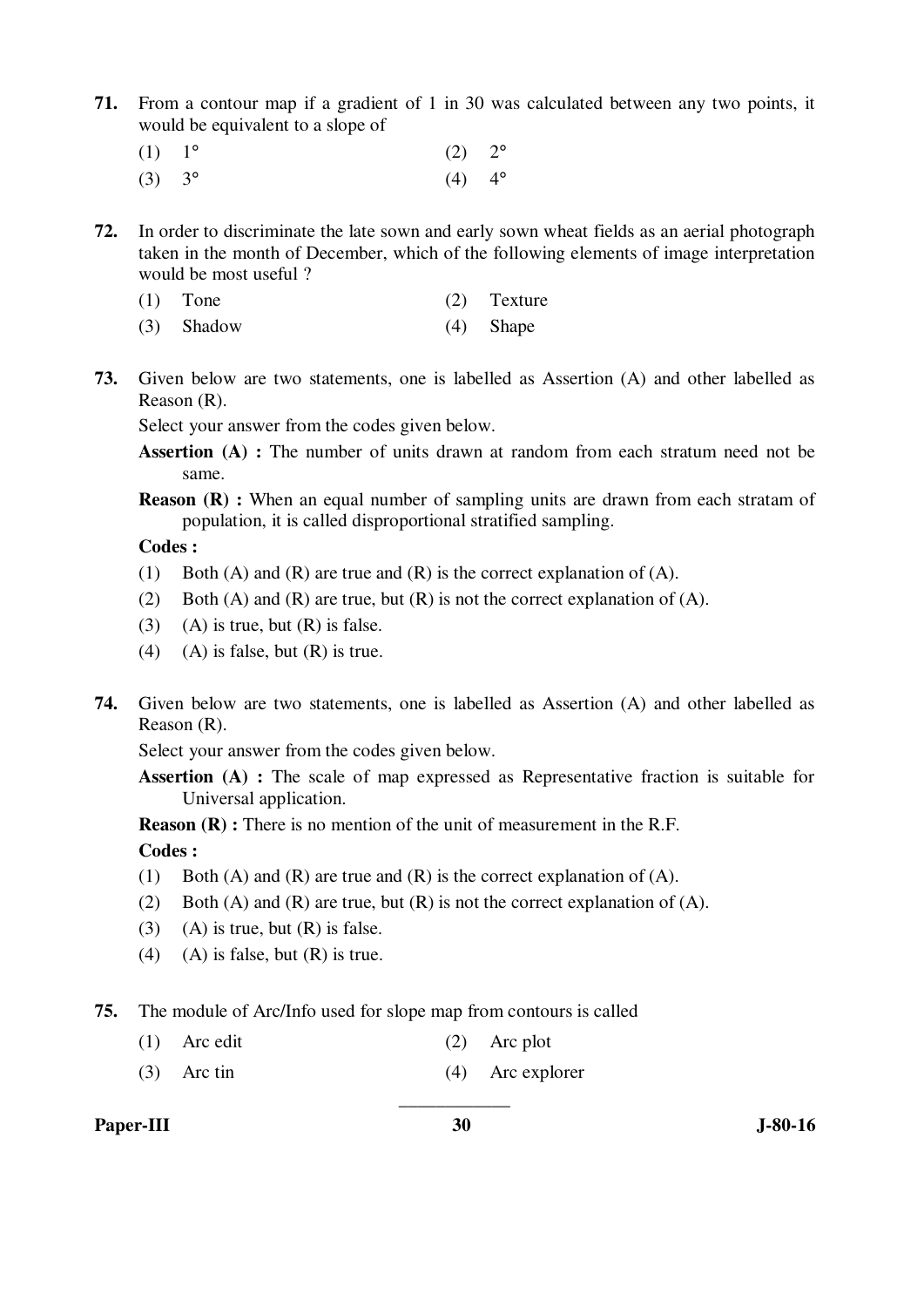**71.** From a contour map if a gradient of 1 in 30 was calculated between any two points, it would be equivalent to a slope of

(1) 1°  (2) 2°

(3) 3°  (4) 4°

**72.** In order to discriminate the late sown and early sown wheat fields as an aerial photograph taken in the month of December, which of the following elements of image interpretation would be most useful ?

(1) Tone  (2) Texture

(3) Shadow  (4) Shape

**73.** Given below are two statements, one is labelled as Assertion (A) and other labelled as Reason (R).

Select your answer from the codes given below.

**Assertion (A) :** The number of units drawn at random from each stratum need not be same.

**Reason (R) :** When an equal number of sampling units are drawn from each stratam of population, it is called disproportional stratified sampling.

**Codes :**

(1) Both (A) and (R) are true and (R) is the correct explanation of (A).

(2) Both (A) and (R) are true, but (R) is not the correct explanation of (A).

(3) (A) is true, but (R) is false.

(4) (A) is false, but (R) is true.

**74.** Given below are two statements, one is labelled as Assertion (A) and other labelled as Reason (R).

Select your answer from the codes given below.

**Assertion (A) :** The scale of map expressed as Representative fraction is suitable for Universal application.

**Reason (R) :** There is no mention of the unit of measurement in the R.F.

**Codes :**

(1) Both (A) and (R) are true and (R) is the correct explanation of (A).

(2) Both (A) and (R) are true, but (R) is not the correct explanation of (A).

(3) (A) is true, but (R) is false.

(4) (A) is false, but (R) is true.

**75.** The module of Arc/Info used for slope map from contours is called

(1) Arc edit  (2) Arc plot

(3) Arc tin  (4) Arc explorer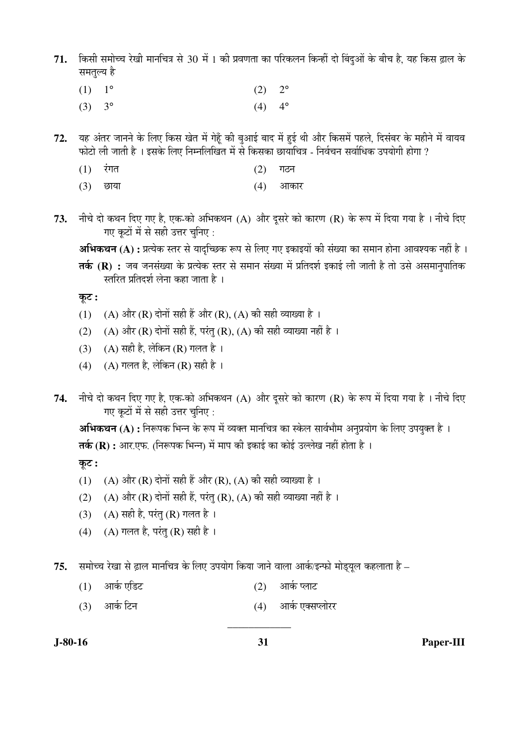71. किसी समोच्च रेखी मानचित्र से 30 में 1 की प्रवणता का परिकलन किन्हीं दो बिंदुओं के बीच है, यह किस ढ़ाल के समतुल्य है

    (1) 1°  (2) 2°
    (3) 3°  (4) 4°

72. यह अंतर जानने के लिए किस खेत में गेहूँ की बुआई बाद में हुई थी और किसमें पहले, दिसंबर के महीने में वायव फोटो ली जाती है । इसके लिए निम्नलिखित में से किसका छायाचित्र - निर्वचन सर्वाधिक उपयोगी होगा ?

    (1) रंगत  (2) गठन
    (3) छाया  (4) आकार

73. नीचे दो कथन दिए गए है, एक-को अभिकथन (A) और दूसरे को कारण (R) के रूप में दिया गया है । नीचे दिए गए कूटों में से सही उत्तर चुनिए :

    **अभिकथन (A) :** प्रत्येक स्तर से यादृच्छिक रूप से लिए गए इकाइयों की संख्या का समान होना आवश्यक नहीं है ।

    **तर्क (R) :** जब जनसंख्या के प्रत्येक स्तर से समान संख्या में प्रतिदर्श इकाई ली जाती है तो उसे असमानुपातिक स्तरित प्रतिदर्श लेना कहा जाता है ।

    **कूट :**

    (1) (A) और (R) दोनों सही हैं और (R), (A) की सही व्याख्या है ।
    (2) (A) और (R) दोनों सही हैं, परंतु (R), (A) की सही व्याख्या नहीं है ।
    (3) (A) सही है, लेकिन (R) गलत है ।
    (4) (A) गलत है, लेकिन (R) सही है ।

74. नीचे दो कथन दिए गए है, एक-को अभिकथन (A) और दूसरे को कारण (R) के रूप में दिया गया है । नीचे दिए गए कूटों में से सही उत्तर चुनिए :

    **अभिकथन (A) :** निरूपक भिन्न के रूप में व्यक्त मानचित्र का स्केल सार्वभौम अनुप्रयोग के लिए उपयुक्त है ।

    **तर्क (R) :** आर.एफ. (निरूपक भिन्न) में माप की इकाई का कोई उल्लेख नहीं होता है ।

    **कूट :**

    (1) (A) और (R) दोनों सही हैं और (R), (A) की सही व्याख्या है ।
    (2) (A) और (R) दोनों सही हैं, परंतु (R), (A) की सही व्याख्या नहीं है ।
    (3) (A) सही है, परंतु (R) गलत है ।
    (4) (A) गलत है, परंतु (R) सही है ।

75. समोच्च रेखा से ढ़ाल मानचित्र के लिए उपयोग किया जाने वाला आर्क/इन्फो मोड्यूल कहलाता है –

    (1) आर्क एडिट  (2) आर्क प्लाट
    (3) आर्क टिन  (4) आर्क एक्सप्लोरर

J-80-16 Paper-III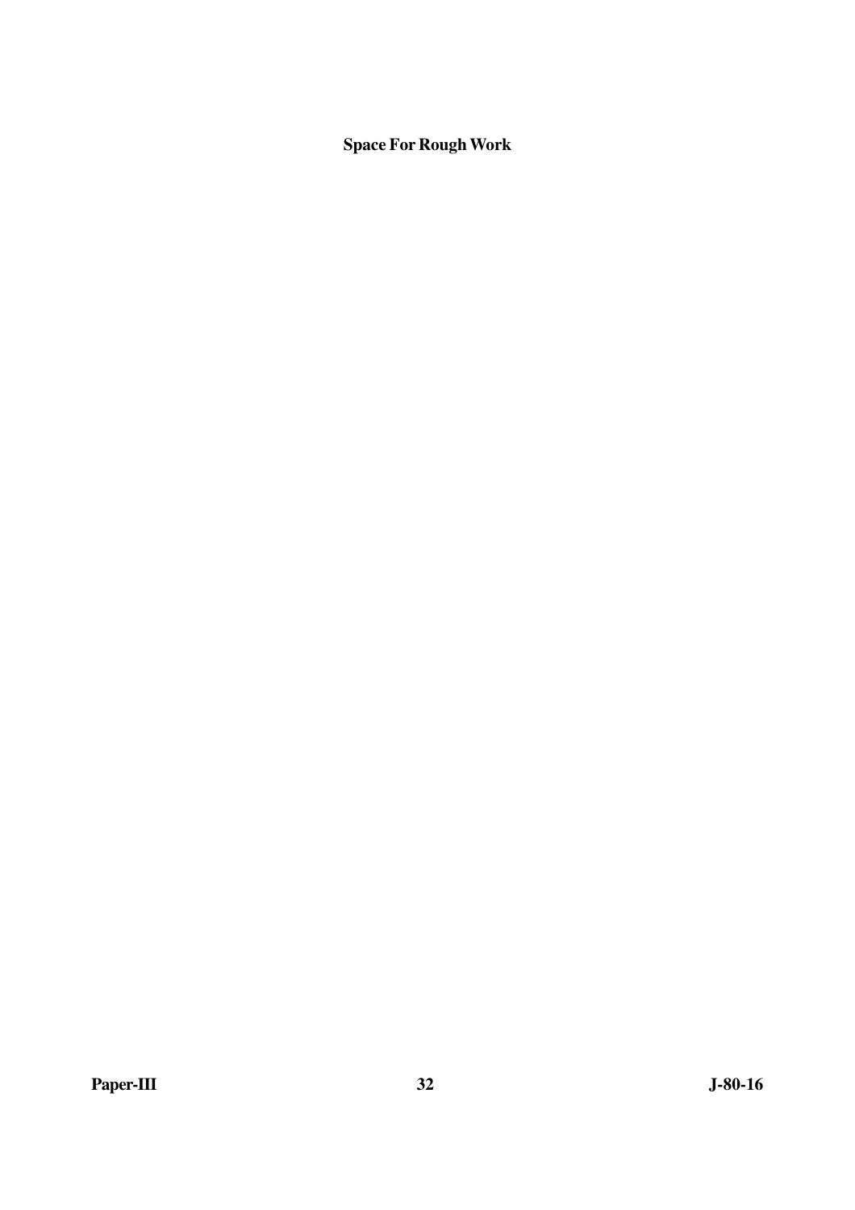**Space For Rough Work**